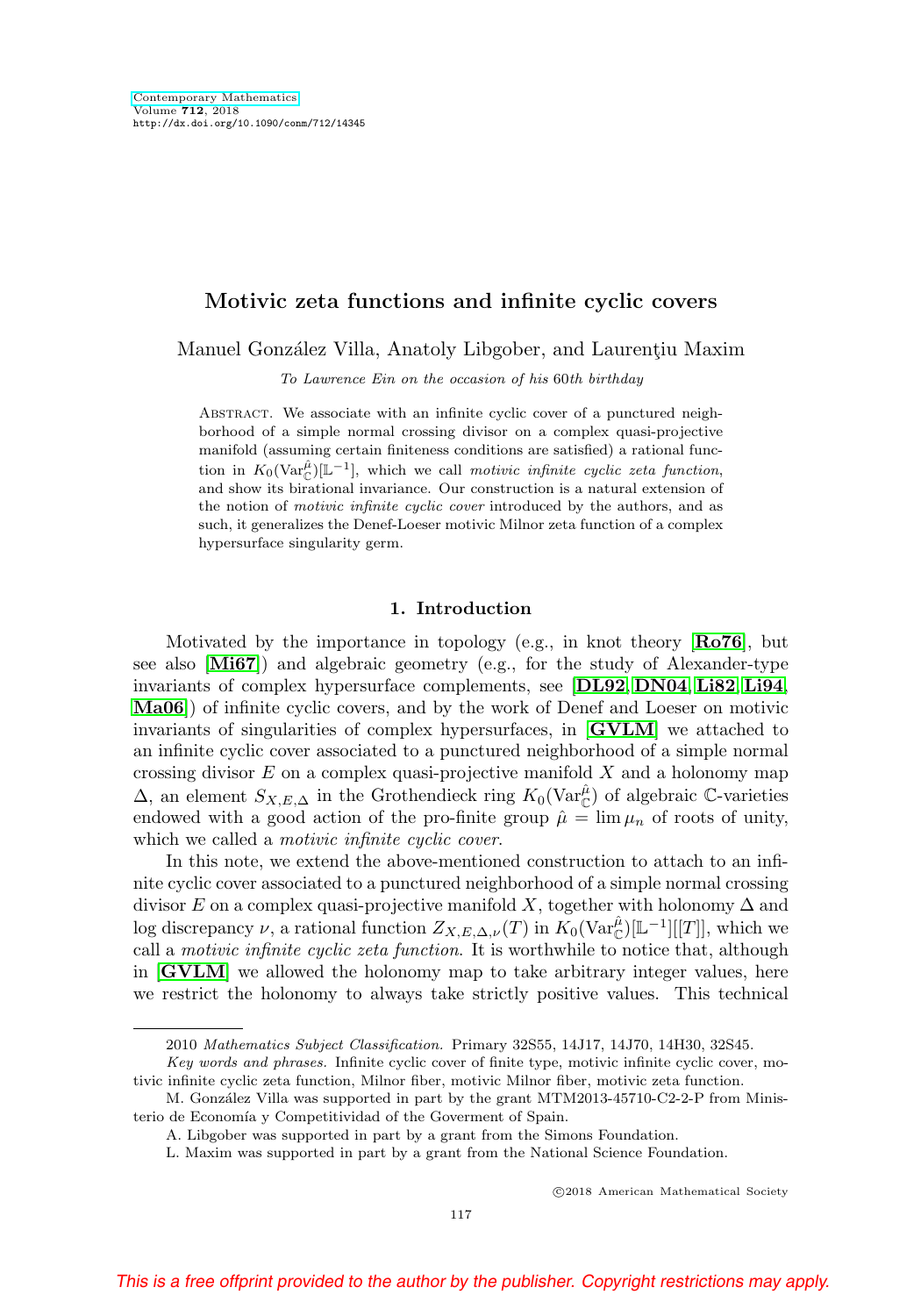# Motivic zeta functions and infinite cyclic covers

Manuel González Villa, Anatoly Libgober, and Laurenţiu Maxim

*To Lawrence Ein on the occasion of his 60th birthday*

Abstract. We associate with an infinite cyclic cover of a punctured neighborhood of a simple normal crossing divisor on a complex quasi-projective manifold (assuming certain finiteness conditions are satisfied) a rational function in $K_0(\mathrm{Var}_{\mathbb{C}}^{\hat{\mu}})[\mathbb{L}^{-1}]$, which we call *motivic infinite cyclic zeta function*, and show its birational invariance. Our construction is a natural extension of the notion of *motivic infinite cyclic cover* introduced by the authors, and as such, it generalizes the Denef-Loeser motivic Milnor zeta function of a complex hypersurface singularity germ.

## 1. Introduction

Motivated by the importance in topology (e.g., in knot theory [**Ro76**], but see also [**Mi67**]) and algebraic geometry (e.g., for the study of Alexander-type invariants of complex hypersurface complements, see [**DL92**, **DN04**, **Li82**, **Li94**, **Ma06**]) of infinite cyclic covers, and by the work of Denef and Loeser on motivic invariants of singularities of complex hypersurfaces, in [**GVLM**] we attached to an infinite cyclic cover associated to a punctured neighborhood of a simple normal crossing divisor $E$ on a complex quasi-projective manifold $X$ and a holonomy map $\Delta$, an element $S_{X,E,\Delta}$ in the Grothendieck ring $K_0(\mathrm{Var}_{\mathbb{C}}^{\hat{\mu}})$ of algebraic $\mathbb{C}$-varieties endowed with a good action of the pro-finite group $\hat{\mu} = \lim \mu_n$ of roots of unity, which we called a *motivic infinite cyclic cover*.

In this note, we extend the above-mentioned construction to attach to an infinite cyclic cover associated to a punctured neighborhood of a simple normal crossing divisor $E$ on a complex quasi-projective manifold $X$, together with holonomy $\Delta$ and log discrepancy $\nu$, a rational function $Z_{X,E,\Delta,\nu}(T)$ in $K_0(\mathrm{Var}_{\mathbb{C}}^{\hat{\mu}})[\mathbb{L}^{-1}][[T]]$, which we call a *motivic infinite cyclic zeta function*. It is worthwhile to notice that, although in [**GVLM**] we allowed the holonomy map to take arbitrary integer values, here we restrict the holonomy to always take strictly positive values. This technical

---

2010 *Mathematics Subject Classification.* Primary 32S55, 14J17, 14J70, 14H30, 32S45.

*Key words and phrases.* Infinite cyclic cover of finite type, motivic infinite cyclic cover, motivic infinite cyclic zeta function, Milnor fiber, motivic Milnor fiber, motivic zeta function.

M. González Villa was supported in part by the grant MTM2013-45710-C2-2-P from Ministerio de Economía y Competitividad of the Goverment of Spain.

A. Libgober was supported in part by a grant from the Simons Foundation.

L. Maxim was supported in part by a grant from the National Science Foundation.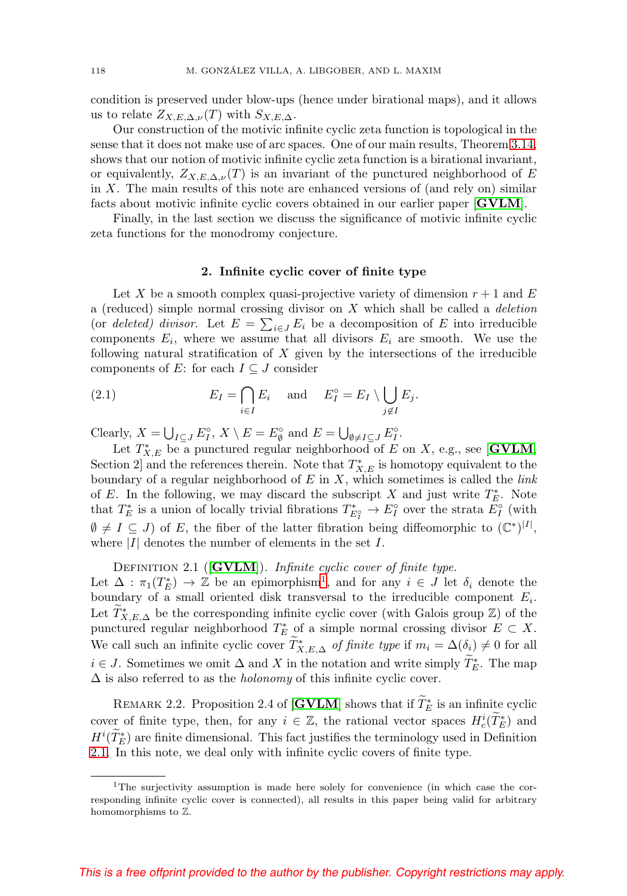condition is preserved under blow-ups (hence under birational maps), and it allows us to relate $Z_{X,E,\Delta,\nu}(T)$ with $S_{X,E,\Delta}$.

Our construction of the motivic infinite cyclic zeta function is topological in the sense that it does not make use of arc spaces. One of our main results, Theorem 3.14, shows that our notion of motivic infinite cyclic zeta function is a birational invariant, or equivalently, $Z_{X,E,\Delta,\nu}(T)$ is an invariant of the punctured neighborhood of $E$ in $X$. The main results of this note are enhanced versions of (and rely on) similar facts about motivic infinite cyclic covers obtained in our earlier paper [**GVLM**].

Finally, in the last section we discuss the significance of motivic infinite cyclic zeta functions for the monodromy conjecture.

## 2. Infinite cyclic cover of finite type

Let $X$ be a smooth complex quasi-projective variety of dimension $r+1$ and $E$ a (reduced) simple normal crossing divisor on $X$ which shall be called a *deletion* (or *deleted) divisor*. Let $E = \sum_{i \in J} E_i$ be a decomposition of $E$ into irreducible components $E_i$, where we assume that all divisors $E_i$ are smooth. We use the following natural stratification of $X$ given by the intersections of the irreducible components of $E$: for each $I \subseteq J$ consider

$$E_I = \bigcap_{i \in I} E_i \quad \text{and} \quad E_I^\circ = E_I \setminus \bigcup_{j \notin I} E_j. \tag{2.1}$$

Clearly, $X = \bigcup_{I \subseteq J} E_I^\circ$, $X \setminus E = E_\emptyset^\circ$ and $E = \bigcup_{\emptyset \neq I \subseteq J} E_I^\circ$.

Let $T^*_{X,E}$ be a punctured regular neighborhood of $E$ on $X$, e.g., see [**GVLM**, Section 2] and the references therein. Note that $T^*_{X,E}$ is homotopy equivalent to the boundary of a regular neighborhood of $E$ in $X$, which sometimes is called the *link* of $E$. In the following, we may discard the subscript $X$ and just write $T^*_E$. Note that $T^*_E$ is a union of locally trivial fibrations $T^*_{E_I^\circ} \to E_I^\circ$ over the strata $E_I^\circ$ (with $\emptyset \neq I \subseteq J$) of $E$, the fiber of the latter fibration being diffeomorphic to $(\mathbb{C}^*)^{|I|}$, where $|I|$ denotes the number of elements in the set $I$.

Definition 2.1 ([**GVLM**]). *Infinite cyclic cover of finite type.* Let $\Delta : \pi_1(T^*_E) \to \mathbb{Z}$ be an epimorphism[1], and for any $i \in J$ let $\delta_i$ denote the boundary of a small oriented disk transversal to the irreducible component $E_i$. Let $\widetilde{T}^*_{X,E,\Delta}$ be the corresponding infinite cyclic cover (with Galois group $\mathbb{Z}$) of the punctured regular neighborhood $T^*_E$ of a simple normal crossing divisor $E \subset X$. We call such an infinite cyclic cover $\widetilde{T}^*_{X,E,\Delta}$ *of finite type* if $m_i = \Delta(\delta_i) \neq 0$ for all $i \in J$. Sometimes we omit $\Delta$ and $X$ in the notation and write simply $\widetilde{T}^*_E$. The map $\Delta$ is also referred to as the *holonomy* of this infinite cyclic cover.

Remark 2.2. Proposition 2.4 of [**GVLM**] shows that if $\widetilde{T}^*_E$ is an infinite cyclic cover of finite type, then, for any $i \in \mathbb{Z}$, the rational vector spaces $H^i_c(\widetilde{T}^*_E)$ and $H^i(\widetilde{T}^*_E)$ are finite dimensional. This fact justifies the terminology used in Definition 2.1. In this note, we deal only with infinite cyclic covers of finite type.

---

[1] The surjectivity assumption is made here solely for convenience (in which case the corresponding infinite cyclic cover is connected), all results in this paper being valid for arbitrary homomorphisms to $\mathbb{Z}$.

This is a free offprint provided to the author by the publisher. Copyright restrictions may apply.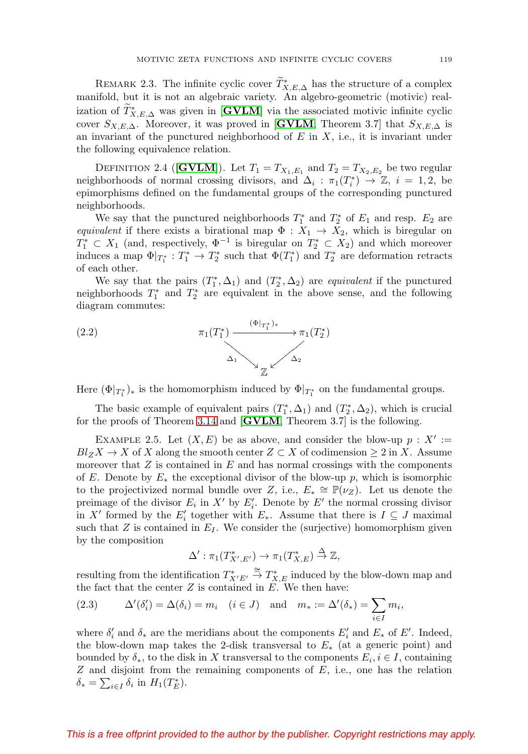Remark 2.3. The infinite cyclic cover $\widetilde{T}^*_{X,E,\Delta}$ has the structure of a complex manifold, but it is not an algebraic variety. An algebro-geometric (motivic) realization of $\widetilde{T}^*_{X,E,\Delta}$ was given in [**GVLM**] via the associated motivic infinite cyclic cover $S_{X,E,\Delta}$. Moreover, it was proved in [**GVLM**, Theorem 3.7] that $S_{X,E,\Delta}$ is an invariant of the punctured neighborhood of $E$ in $X$, i.e., it is invariant under the following equivalence relation.

Definition 2.4 ([**GVLM**]). Let $T_1 = T_{X_1,E_1}$ and $T_2 = T_{X_2,E_2}$ be two regular neighborhoods of normal crossing divisors, and $\Delta_i : \pi_1(T_i^*) \to \mathbb{Z}$, $i = 1, 2$, be epimorphisms defined on the fundamental groups of the corresponding punctured neighborhoods.

We say that the punctured neighborhoods $T_1^*$ and $T_2^*$ of $E_1$ and resp. $E_2$ are *equivalent* if there exists a birational map $\Phi : X_1 \to X_2$, which is biregular on $T_1^* \subset X_1$ (and, respectively, $\Phi^{-1}$ is biregular on $T_2^* \subset X_2$) and which moreover induces a map $\Phi|_{T_1^*} : T_1^* \to T_2^*$ such that $\Phi(T_1^*)$ and $T_2^*$ are deformation retracts of each other.

We say that the pairs $(T_1^*, \Delta_1)$ and $(T_2^*, \Delta_2)$ are *equivalent* if the punctured neighborhoods $T_1^*$ and $T_2^*$ are equivalent in the above sense, and the following diagram commutes:

$$
\begin{array}{ccc}
\pi_1(T_1^*) & \xrightarrow{(\Phi|_{T_1^*})_*} & \pi_1(T_2^*) \\
 & {\scriptstyle\Delta_1}\searrow \quad \swarrow{\scriptstyle\Delta_2} & \\
 & \mathbb{Z} &
\end{array}
\tag{2.2}
$$

Here $(\Phi|_{T_1^*})_*$ is the homomorphism induced by $\Phi|_{T_1^*}$ on the fundamental groups.

The basic example of equivalent pairs $(T_1^*, \Delta_1)$ and $(T_2^*, \Delta_2)$, which is crucial for the proofs of Theorem 3.14 and [**GVLM**, Theorem 3.7] is the following.

Example 2.5. Let $(X, E)$ be as above, and consider the blow-up $p : X' := Bl_Z X \to X$ of $X$ along the smooth center $Z \subset X$ of codimension $\geq 2$ in $X$. Assume moreover that $Z$ is contained in $E$ and has normal crossings with the components of $E$. Denote by $E_*$ the exceptional divisor of the blow-up $p$, which is isomorphic to the projectivized normal bundle over $Z$, i.e., $E_* \cong \mathbb{P}(\nu_Z)$. Let us denote the preimage of the divisor $E_i$ in $X'$ by $E_i'$. Denote by $E'$ the normal crossing divisor in $X'$ formed by the $E_i'$ together with $E_*$. Assume that there is $I \subseteq J$ maximal such that $Z$ is contained in $E_I$. We consider the (surjective) homomorphism given by the composition

$$\Delta' : \pi_1(T^*_{X',E'}) \to \pi_1(T^*_{X,E}) \xrightarrow{\Delta} \mathbb{Z},$$

resulting from the identification $T^*_{X'E'} \xrightarrow{\cong} T^*_{X,E}$ induced by the blow-down map and the fact that the center $Z$ is contained in $E$. We then have:

$$\Delta'(\delta_i') = \Delta(\delta_i) = m_i \quad (i \in J) \quad \text{and} \quad m_* := \Delta'(\delta_*) = \sum_{i \in I} m_i, \tag{2.3}$$

where $\delta_i'$ and $\delta_*$ are the meridians about the components $E_i'$ and $E_*$ of $E'$. Indeed, the blow-down map takes the 2-disk transversal to $E_*$ (at a generic point) and bounded by $\delta_*$, to the disk in $X$ transversal to the components $E_i, i \in I$, containing $Z$ and disjoint from the remaining components of $E$, i.e., one has the relation $\delta_* = \sum_{i \in I} \delta_i$ in $H_1(T_E^*)$.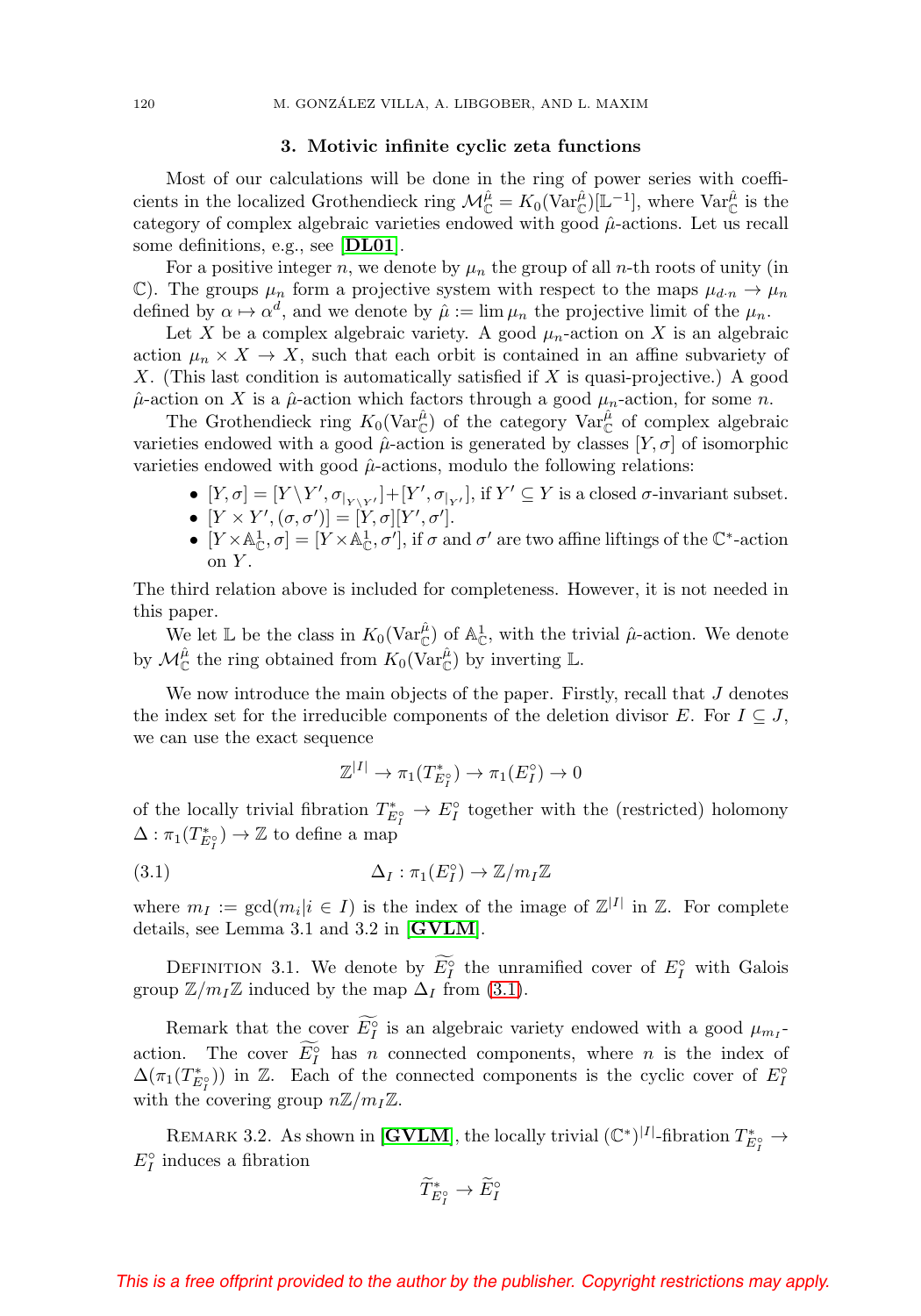## 3. Motivic infinite cyclic zeta functions

Most of our calculations will be done in the ring of power series with coefficients in the localized Grothendieck ring $\mathcal{M}_{\mathbb{C}}^{\hat{\mu}} = K_0(\mathrm{Var}_{\mathbb{C}}^{\hat{\mu}})[\mathbb{L}^{-1}]$, where $\mathrm{Var}_{\mathbb{C}}^{\hat{\mu}}$ is the category of complex algebraic varieties endowed with good $\hat{\mu}$-actions. Let us recall some definitions, e.g., see [**DL01**].

For a positive integer $n$, we denote by $\mu_n$ the group of all $n$-th roots of unity (in $\mathbb{C}$). The groups $\mu_n$ form a projective system with respect to the maps $\mu_{d \cdot n} \to \mu_n$ defined by $\alpha \mapsto \alpha^d$, and we denote by $\hat{\mu} := \lim \mu_n$ the projective limit of the $\mu_n$.

Let $X$ be a complex algebraic variety. A good $\mu_n$-action on $X$ is an algebraic action $\mu_n \times X \to X$, such that each orbit is contained in an affine subvariety of $X$. (This last condition is automatically satisfied if $X$ is quasi-projective.) A good $\hat{\mu}$-action on $X$ is a $\hat{\mu}$-action which factors through a good $\mu_n$-action, for some $n$.

The Grothendieck ring $K_0(\mathrm{Var}_{\mathbb{C}}^{\hat{\mu}})$ of the category $\mathrm{Var}_{\mathbb{C}}^{\hat{\mu}}$ of complex algebraic varieties endowed with a good $\hat{\mu}$-action is generated by classes $[Y, \sigma]$ of isomorphic varieties endowed with good $\hat{\mu}$-actions, modulo the following relations:

- $[Y, \sigma] = [Y \setminus Y', \sigma_{|_{Y \setminus Y'}}] + [Y', \sigma_{|_{Y'}}]$, if $Y' \subseteq Y$ is a closed $\sigma$-invariant subset.
- $[Y \times Y', (\sigma, \sigma')] = [Y, \sigma][Y', \sigma']$.
- $[Y \times \mathbb{A}^1_{\mathbb{C}}, \sigma] = [Y \times \mathbb{A}^1_{\mathbb{C}}, \sigma']$, if $\sigma$ and $\sigma'$ are two affine liftings of the $\mathbb{C}^*$-action on $Y$.

The third relation above is included for completeness. However, it is not needed in this paper.

We let $\mathbb{L}$ be the class in $K_0(\mathrm{Var}_{\mathbb{C}}^{\hat{\mu}})$ of $\mathbb{A}^1_{\mathbb{C}}$, with the trivial $\hat{\mu}$-action. We denote by $\mathcal{M}_{\mathbb{C}}^{\hat{\mu}}$ the ring obtained from $K_0(\mathrm{Var}_{\mathbb{C}}^{\hat{\mu}})$ by inverting $\mathbb{L}$.

We now introduce the main objects of the paper. Firstly, recall that $J$ denotes the index set for the irreducible components of the deletion divisor $E$. For $I \subseteq J$, we can use the exact sequence

$$\mathbb{Z}^{|I|} \to \pi_1(T^*_{E_I^\circ}) \to \pi_1(E_I^\circ) \to 0$$

of the locally trivial fibration $T^*_{E_I^\circ} \to E_I^\circ$ together with the (restricted) holonomy $\Delta : \pi_1(T^*_{E_I^\circ}) \to \mathbb{Z}$ to define a map

$$\Delta_I : \pi_1(E_I^\circ) \to \mathbb{Z}/m_I\mathbb{Z} \tag{3.1}$$

where $m_I := \gcd(m_i | i \in I)$ is the index of the image of $\mathbb{Z}^{|I|}$ in $\mathbb{Z}$. For complete details, see Lemma 3.1 and 3.2 in [**GVLM**].

Definition 3.1. We denote by $\widetilde{E_I^\circ}$ the unramified cover of $E_I^\circ$ with Galois group $\mathbb{Z}/m_I\mathbb{Z}$ induced by the map $\Delta_I$ from (3.1).

Remark that the cover $\widetilde{E_I^\circ}$ is an algebraic variety endowed with a good $\mu_{m_I}$-action. The cover $\widetilde{E_I^\circ}$ has $n$ connected components, where $n$ is the index of $\Delta(\pi_1(T^*_{E_I^\circ}))$ in $\mathbb{Z}$. Each of the connected components is the cyclic cover of $E_I^\circ$ with the covering group $n\mathbb{Z}/m_I\mathbb{Z}$.

Remark 3.2. As shown in [**GVLM**], the locally trivial $(\mathbb{C}^*)^{|I|}$-fibration $T^*_{E_I^\circ} \to E_I^\circ$ induces a fibration

$$\widetilde{T}^*_{E_I^\circ} \to \widetilde{E}_I^\circ$$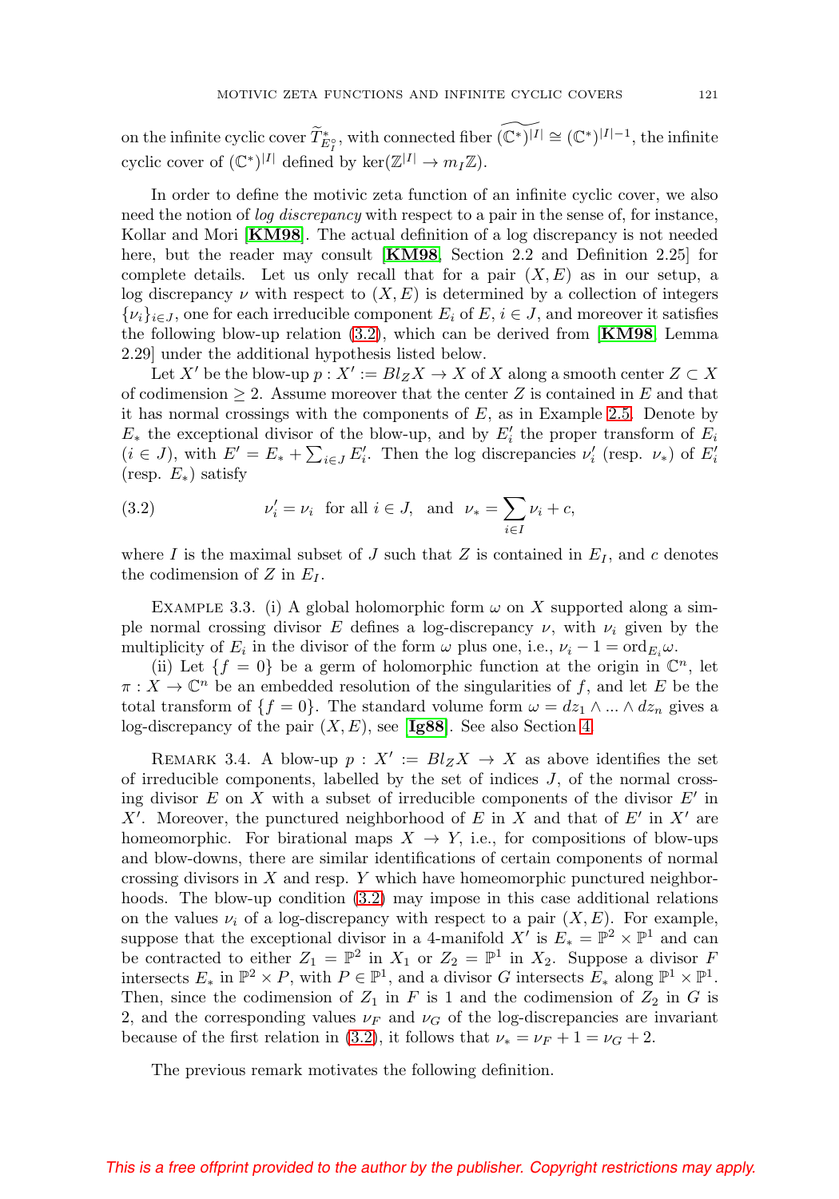on the infinite cyclic cover $\widetilde{T}^*_{E_I^\circ}$, with connected fiber $\widetilde{(\mathbb{C}^*)^{|I|}} \cong (\mathbb{C}^*)^{|I|-1}$, the infinite cyclic cover of $(\mathbb{C}^*)^{|I|}$ defined by $\ker(\mathbb{Z}^{|I|} \to m_I\mathbb{Z})$.

In order to define the motivic zeta function of an infinite cyclic cover, we also need the notion of *log discrepancy* with respect to a pair in the sense of, for instance, Kollar and Mori [**KM98**]. The actual definition of a log discrepancy is not needed here, but the reader may consult [**KM98**, Section 2.2 and Definition 2.25] for complete details. Let us only recall that for a pair $(X, E)$ as in our setup, a log discrepancy $\nu$ with respect to $(X, E)$ is determined by a collection of integers $\{\nu_i\}_{i \in J}$, one for each irreducible component $E_i$ of $E$, $i \in J$, and moreover it satisfies the following blow-up relation (3.2), which can be derived from [**KM98**, Lemma 2.29] under the additional hypothesis listed below.

Let $X'$ be the blow-up $p : X' := Bl_Z X \to X$ of $X$ along a smooth center $Z \subset X$ of codimension $\geq 2$. Assume moreover that the center $Z$ is contained in $E$ and that it has normal crossings with the components of $E$, as in Example 2.5. Denote by $E_*$ the exceptional divisor of the blow-up, and by $E'_i$ the proper transform of $E_i$ ($i \in J$), with $E' = E_* + \sum_{i \in J} E'_i$. Then the log discrepancies $\nu'_i$ (resp. $\nu_*$) of $E'_i$ (resp. $E_*$) satisfy

$$\nu'_i = \nu_i \;\text{ for all } i \in J, \;\text{ and }\; \nu_* = \sum_{i \in I} \nu_i + c, \tag{3.2}$$

where $I$ is the maximal subset of $J$ such that $Z$ is contained in $E_I$, and $c$ denotes the codimension of $Z$ in $E_I$.

Example 3.3. (i) A global holomorphic form $\omega$ on $X$ supported along a simple normal crossing divisor $E$ defines a log-discrepancy $\nu$, with $\nu_i$ given by the multiplicity of $E_i$ in the divisor of the form $\omega$ plus one, i.e., $\nu_i - 1 = \mathrm{ord}_{E_i}\omega$.

(ii) Let $\{f = 0\}$ be a germ of holomorphic function at the origin in $\mathbb{C}^n$, let $\pi : X \to \mathbb{C}^n$ be an embedded resolution of the singularities of $f$, and let $E$ be the total transform of $\{f = 0\}$. The standard volume form $\omega = dz_1 \wedge ... \wedge dz_n$ gives a log-discrepancy of the pair $(X, E)$, see [**Ig88**]. See also Section 4.

Remark 3.4. A blow-up $p : X' := Bl_Z X \to X$ as above identifies the set of irreducible components, labelled by the set of indices $J$, of the normal crossing divisor $E$ on $X$ with a subset of irreducible components of the divisor $E'$ in $X'$. Moreover, the punctured neighborhood of $E$ in $X$ and that of $E'$ in $X'$ are homeomorphic. For birational maps $X \to Y$, i.e., for compositions of blow-ups and blow-downs, there are similar identifications of certain components of normal crossing divisors in $X$ and resp. $Y$ which have homeomorphic punctured neighborhoods. The blow-up condition (3.2) may impose in this case additional relations on the values $\nu_i$ of a log-discrepancy with respect to a pair $(X, E)$. For example, suppose that the exceptional divisor in a 4-manifold $X'$ is $E_* = \mathbb{P}^2 \times \mathbb{P}^1$ and can be contracted to either $Z_1 = \mathbb{P}^2$ in $X_1$ or $Z_2 = \mathbb{P}^1$ in $X_2$. Suppose a divisor $F$ intersects $E_*$ in $\mathbb{P}^2 \times P$, with $P \in \mathbb{P}^1$, and a divisor $G$ intersects $E_*$ along $\mathbb{P}^1 \times \mathbb{P}^1$. Then, since the codimension of $Z_1$ in $F$ is 1 and the codimension of $Z_2$ in $G$ is 2, and the corresponding values $\nu_F$ and $\nu_G$ of the log-discrepancies are invariant because of the first relation in (3.2), it follows that $\nu_* = \nu_F + 1 = \nu_G + 2$.

The previous remark motivates the following definition.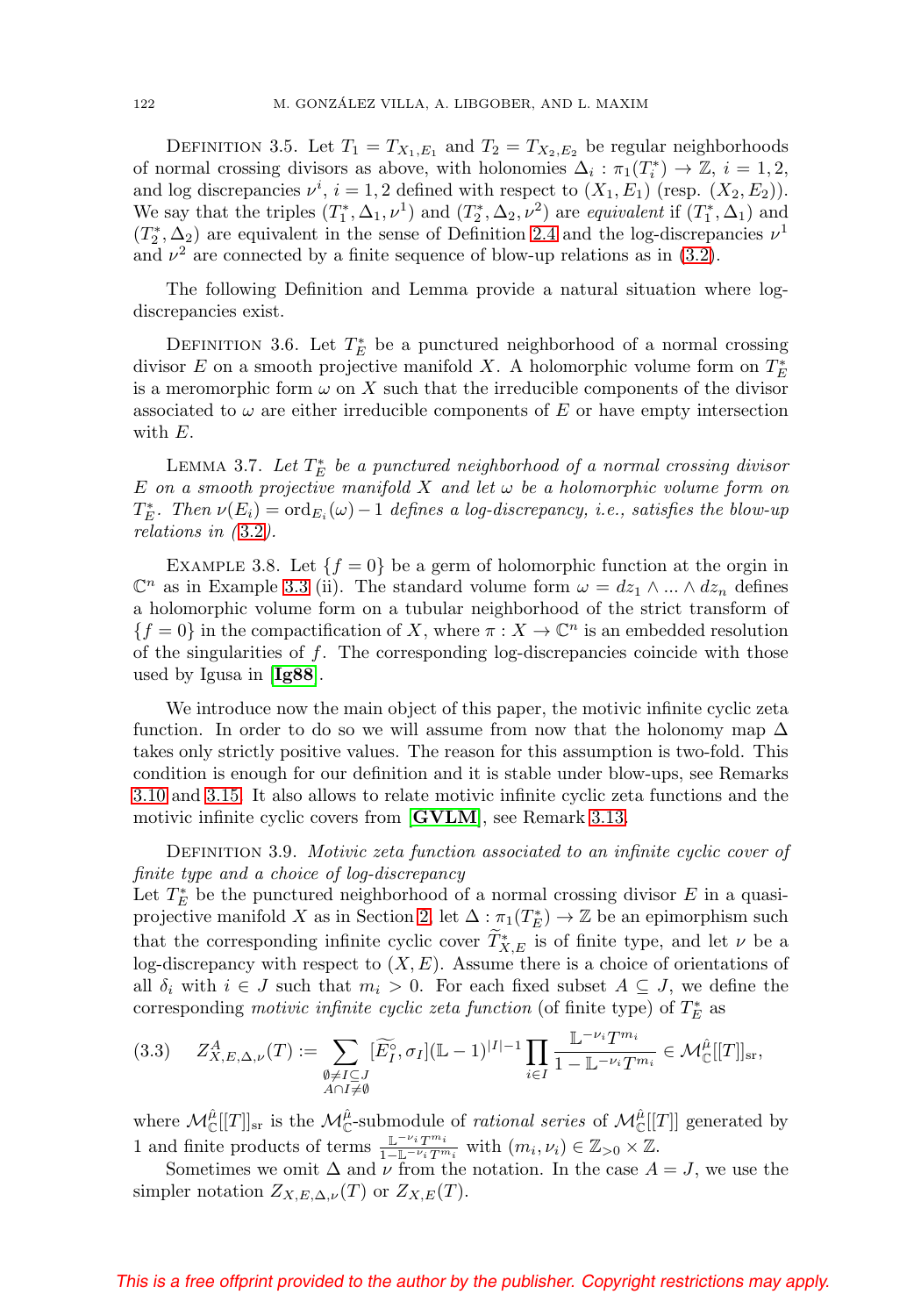DEFINITION 3.5. Let $T_1 = T_{X_1,E_1}$ and $T_2 = T_{X_2,E_2}$ be regular neighborhoods of normal crossing divisors as above, with holonomies $\Delta_i : \pi_1(T_i^*) \to \mathbb{Z}$, $i = 1, 2$, and log discrepancies $\nu^i$, $i = 1, 2$ defined with respect to $(X_1, E_1)$ (resp. $(X_2, E_2)$). We say that the triples $(T_1^*, \Delta_1, \nu^1)$ and $(T_2^*, \Delta_2, \nu^2)$ are *equivalent* if $(T_1^*, \Delta_1)$ and $(T_2^*, \Delta_2)$ are equivalent in the sense of Definition 2.4 and the log-discrepancies $\nu^1$ and $\nu^2$ are connected by a finite sequence of blow-up relations as in (3.2).

The following Definition and Lemma provide a natural situation where log-discrepancies exist.

DEFINITION 3.6. Let $T_E^*$ be a punctured neighborhood of a normal crossing divisor $E$ on a smooth projective manifold $X$. A holomorphic volume form on $T_E^*$ is a meromorphic form $\omega$ on $X$ such that the irreducible components of the divisor associated to $\omega$ are either irreducible components of $E$ or have empty intersection with $E$.

LEMMA 3.7. *Let $T_E^*$ be a punctured neighborhood of a normal crossing divisor $E$ on a smooth projective manifold $X$ and let $\omega$ be a holomorphic volume form on $T_E^*$. Then $\nu(E_i) = \mathrm{ord}_{E_i}(\omega) - 1$ defines a log-discrepancy, i.e., satisfies the blow-up relations in (3.2).*

EXAMPLE 3.8. Let $\{f = 0\}$ be a germ of holomorphic function at the orgin in $\mathbb{C}^n$ as in Example 3.3 (ii). The standard volume form $\omega = dz_1 \wedge \dots \wedge dz_n$ defines a holomorphic volume form on a tubular neighborhood of the strict transform of $\{f = 0\}$ in the compactification of $X$, where $\pi : X \to \mathbb{C}^n$ is an embedded resolution of the singularities of $f$. The corresponding log-discrepancies coincide with those used by Igusa in **[Ig88]**.

We introduce now the main object of this paper, the motivic infinite cyclic zeta function. In order to do so we will assume from now that the holonomy map $\Delta$ takes only strictly positive values. The reason for this assumption is two-fold. This condition is enough for our definition and it is stable under blow-ups, see Remarks 3.10 and 3.15. It also allows to relate motivic infinite cyclic zeta functions and the motivic infinite cyclic covers from **[GVLM]**, see Remark 3.13.

DEFINITION 3.9. *Motivic zeta function associated to an infinite cyclic cover of finite type and a choice of log-discrepancy*
Let $T_E^*$ be the punctured neighborhood of a normal crossing divisor $E$ in a quasi-projective manifold $X$ as in Section 2, let $\Delta : \pi_1(T_E^*) \to \mathbb{Z}$ be an epimorphism such that the corresponding infinite cyclic cover $\widetilde{T}_{X,E}^*$ is of finite type, and let $\nu$ be a log-discrepancy with respect to $(X, E)$. Assume there is a choice of orientations of all $\delta_i$ with $i \in J$ such that $m_i > 0$. For each fixed subset $A \subseteq J$, we define the corresponding *motivic infinite cyclic zeta function* (of finite type) of $T_E^*$ as

$$
(3.3) \qquad Z^A_{X,E,\Delta,\nu}(T) := \sum_{\substack{\emptyset \neq I \subseteq J \\ A \cap I \neq \emptyset}} [\widetilde{E_I^\circ}, \sigma_I](\mathbb{L} - 1)^{|I|-1} \prod_{i \in I} \frac{\mathbb{L}^{-\nu_i} T^{m_i}}{1 - \mathbb{L}^{-\nu_i} T^{m_i}} \in \mathcal{M}_{\mathbb{C}}^{\hat{\mu}}[[T]]_{\mathrm{sr}},
$$

where $\mathcal{M}_{\mathbb{C}}^{\hat{\mu}}[[T]]_{\mathrm{sr}}$ is the $\mathcal{M}_{\mathbb{C}}^{\hat{\mu}}$-submodule of *rational series* of $\mathcal{M}_{\mathbb{C}}^{\hat{\mu}}[[T]]$ generated by 1 and finite products of terms $\frac{\mathbb{L}^{-\nu_i} T^{m_i}}{1 - \mathbb{L}^{-\nu_i} T^{m_i}}$ with $(m_i, \nu_i) \in \mathbb{Z}_{>0} \times \mathbb{Z}$.

Sometimes we omit $\Delta$ and $\nu$ from the notation. In the case $A = J$, we use the simpler notation $Z_{X,E,\Delta,\nu}(T)$ or $Z_{X,E}(T)$.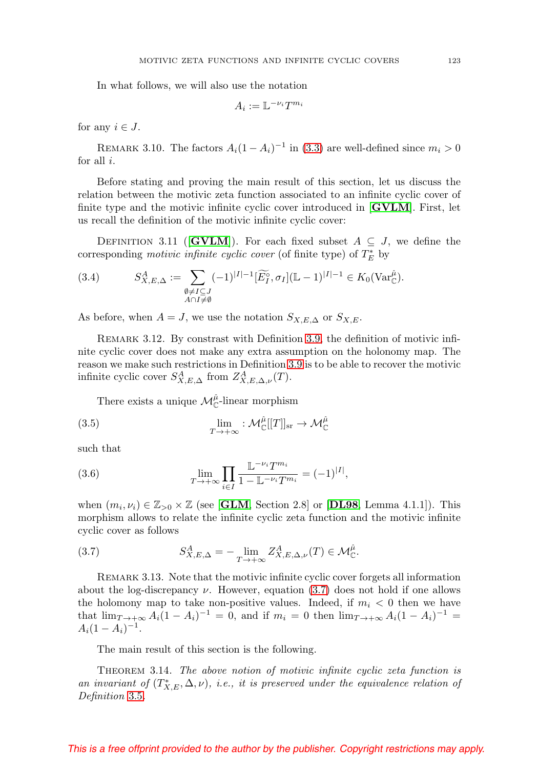In what follows, we will also use the notation

$$A_i := \mathbb{L}^{-\nu_i} T^{m_i}$$

for any $i \in J$.

Remark 3.10. The factors $A_i(1-A_i)^{-1}$ in (3.3) are well-defined since $m_i > 0$ for all $i$.

Before stating and proving the main result of this section, let us discuss the relation between the motivic zeta function associated to an infinite cyclic cover of finite type and the motivic infinite cyclic cover introduced in [**GVLM**]. First, let us recall the definition of the motivic infinite cyclic cover:

Definition 3.11 ([**GVLM**]). For each fixed subset $A \subseteq J$, we define the corresponding *motivic infinite cyclic cover* (of finite type) of $T^*_E$ by

$$S^A_{X,E,\Delta} := \sum_{\substack{\emptyset \neq I \subseteq J \\ A \cap I \neq \emptyset}} (-1)^{|I|-1} [\widetilde{E_I^\circ}, \sigma_I] (\mathbb{L}-1)^{|I|-1} \in K_0(\mathrm{Var}^{\hat{\mu}}_{\mathbb{C}}). \tag{3.4}$$

As before, when $A = J$, we use the notation $S_{X,E,\Delta}$ or $S_{X,E}$.

Remark 3.12. By constrast with Definition 3.9, the definition of motivic infinite cyclic cover does not make any extra assumption on the holonomy map. The reason we make such restrictions in Definition 3.9 is to be able to recover the motivic infinite cyclic cover $S^A_{X,E,\Delta}$ from $Z^A_{X,E,\Delta,\nu}(T)$.

There exists a unique $\mathcal{M}^{\hat{\mu}}_{\mathbb{C}}$-linear morphism

$$\lim_{T\to+\infty} : \mathcal{M}^{\hat{\mu}}_{\mathbb{C}}[[T]]_{\mathrm{sr}} \to \mathcal{M}^{\hat{\mu}}_{\mathbb{C}} \tag{3.5}$$

such that

$$\lim_{T\to+\infty} \prod_{i\in I} \frac{\mathbb{L}^{-\nu_i} T^{m_i}}{1-\mathbb{L}^{-\nu_i} T^{m_i}} = (-1)^{|I|}, \tag{3.6}$$

when $(m_i, \nu_i) \in \mathbb{Z}_{>0} \times \mathbb{Z}$ (see [**GLM**, Section 2.8] or [**DL98**, Lemma 4.1.1]). This morphism allows to relate the infinite cyclic zeta function and the motivic infinite cyclic cover as follows

$$S^A_{X,E,\Delta} = -\lim_{T\to+\infty} Z^A_{X,E,\Delta,\nu}(T) \in \mathcal{M}^{\hat{\mu}}_{\mathbb{C}}. \tag{3.7}$$

Remark 3.13. Note that the motivic infinite cyclic cover forgets all information about the log-discrepancy $\nu$. However, equation (3.7) does not hold if one allows the holonomy map to take non-positive values. Indeed, if $m_i < 0$ then we have that $\lim_{T\to+\infty} A_i(1-A_i)^{-1} = 0$, and if $m_i = 0$ then $\lim_{T\to+\infty} A_i(1-A_i)^{-1} = A_i(1-A_i)^{-1}$.

The main result of this section is the following.

Theorem 3.14. *The above notion of motivic infinite cyclic zeta function is an invariant of $(T^*_{X,E}, \Delta, \nu)$, i.e., it is preserved under the equivalence relation of Definition 3.5.*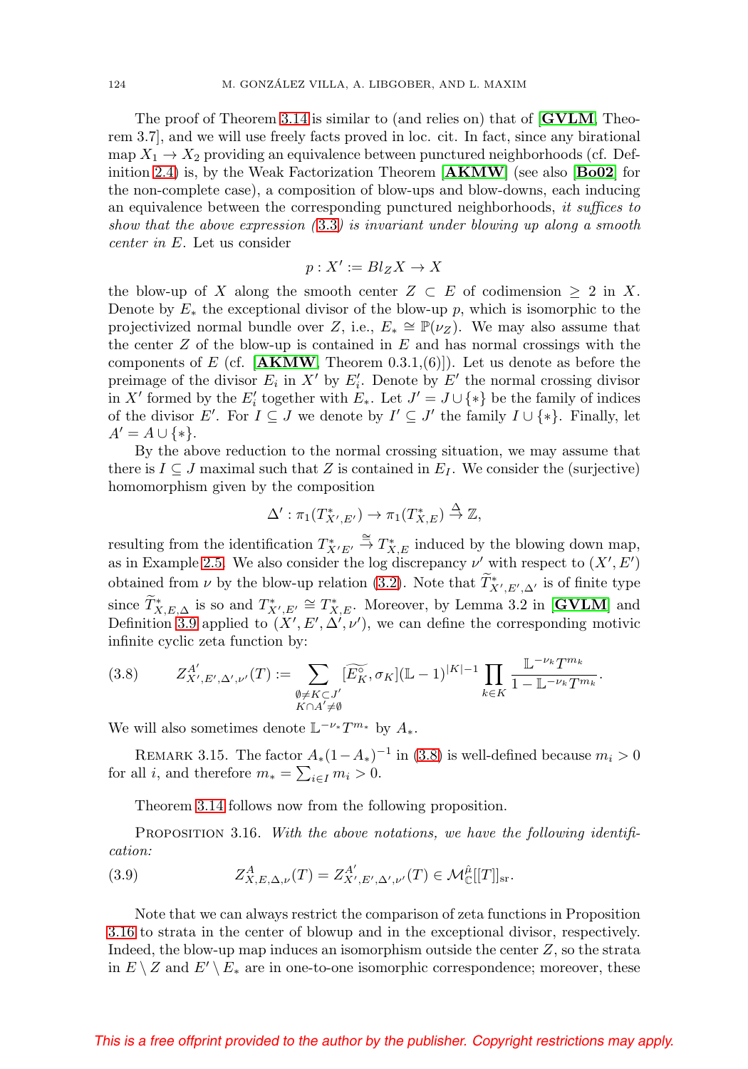The proof of Theorem 3.14 is similar to (and relies on) that of [**GVLM**, Theorem 3.7], and we will use freely facts proved in loc. cit. In fact, since any birational map $X_1 \to X_2$ providing an equivalence between punctured neighborhoods (cf. Definition 2.4) is, by the Weak Factorization Theorem [**AKMW**] (see also [**Bo02**] for the non-complete case), a composition of blow-ups and blow-downs, each inducing an equivalence between the corresponding punctured neighborhoods, *it suffices to show that the above expression* (3.3) *is invariant under blowing up along a smooth center in* $E$. Let us consider

$$p : X' := Bl_Z X \to X$$

the blow-up of $X$ along the smooth center $Z \subset E$ of codimension $\geq 2$ in $X$. Denote by $E_*$ the exceptional divisor of the blow-up $p$, which is isomorphic to the projectivized normal bundle over $Z$, i.e., $E_* \cong \mathbb{P}(\nu_Z)$. We may also assume that the center $Z$ of the blow-up is contained in $E$ and has normal crossings with the components of $E$ (cf. [**AKMW**, Theorem 0.3.1,(6)]). Let us denote as before the preimage of the divisor $E_i$ in $X'$ by $E'_i$. Denote by $E'$ the normal crossing divisor in $X'$ formed by the $E'_i$ together with $E_*$. Let $J' = J \cup \{*\}$ be the family of indices of the divisor $E'$. For $I \subseteq J$ we denote by $I' \subseteq J'$ the family $I \cup \{*\}$. Finally, let $A' = A \cup \{*\}$.

By the above reduction to the normal crossing situation, we may assume that there is $I \subseteq J$ maximal such that $Z$ is contained in $E_I$. We consider the (surjective) homomorphism given by the composition

$$\Delta' : \pi_1(T^*_{X',E'}) \to \pi_1(T^*_{X,E}) \overset{\Delta}{\to} \mathbb{Z},$$

resulting from the identification $T^*_{X'E'} \overset{\cong}{\to} T^*_{X,E}$ induced by the blowing down map, as in Example 2.5. We also consider the log discrepancy $\nu'$ with respect to $(X', E')$ obtained from $\nu$ by the blow-up relation (3.2). Note that $\widetilde{T}^*_{X',E',\Delta'}$ is of finite type since $\widetilde{T}^*_{X,E,\Delta}$ is so and $T^*_{X',E'} \cong T^*_{X,E}$. Moreover, by Lemma 3.2 in [**GVLM**] and Definition 3.9 applied to $(X', E', \Delta', \nu')$, we can define the corresponding motivic infinite cyclic zeta function by:

$$Z^{A'}_{X',E',\Delta',\nu'}(T) := \sum_{\substack{\emptyset \neq K \subset J' \\ K \cap A' \neq \emptyset}} [\widetilde{E^\circ_K}, \sigma_K](\mathbb{L}-1)^{|K|-1} \prod_{k \in K} \frac{\mathbb{L}^{-\nu_k} T^{m_k}}{1 - \mathbb{L}^{-\nu_k} T^{m_k}}. \tag{3.8}$$

We will also sometimes denote $\mathbb{L}^{-\nu_*} T^{m_*}$ by $A_*$.

Remark 3.15. The factor $A_*(1-A_*)^{-1}$ in (3.8) is well-defined because $m_i > 0$ for all $i$, and therefore $m_* = \sum_{i \in I} m_i > 0$.

Theorem 3.14 follows now from the following proposition.

Proposition 3.16. *With the above notations, we have the following identification:*

$$Z^A_{X,E,\Delta,\nu}(T) = Z^{A'}_{X',E',\Delta',\nu'}(T) \in \mathcal{M}^{\hat{\mu}}_{\mathbb{C}}[[T]]_{\mathrm{sr}}. \tag{3.9}$$

Note that we can always restrict the comparison of zeta functions in Proposition 3.16 to strata in the center of blowup and in the exceptional divisor, respectively. Indeed, the blow-up map induces an isomorphism outside the center $Z$, so the strata in $E \setminus Z$ and $E' \setminus E_*$ are in one-to-one isomorphic correspondence; moreover, these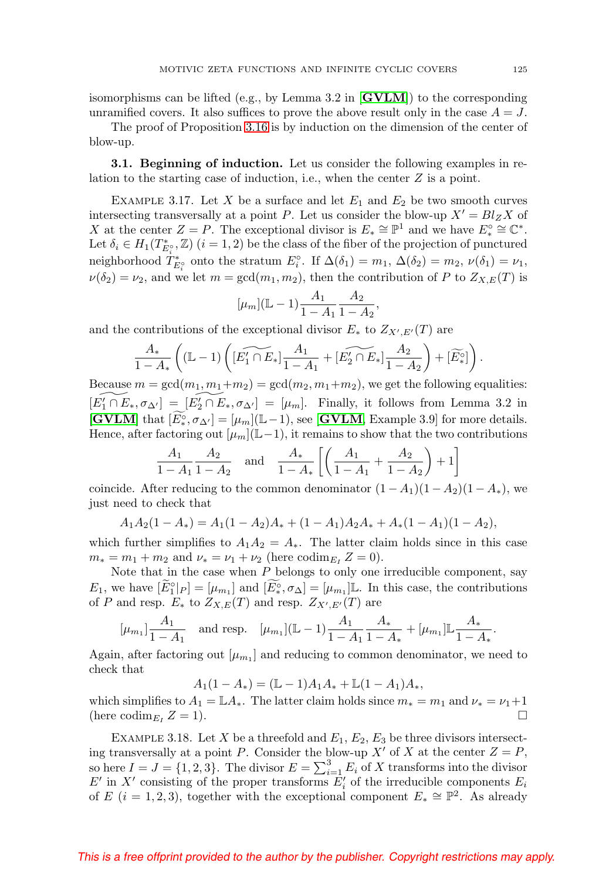isomorphisms can be lifted (e.g., by Lemma 3.2 in **[GVLM]**) to the corresponding unramified covers. It also suffices to prove the above result only in the case $A = J$.

The proof of Proposition 3.16 is by induction on the dimension of the center of blow-up.

**3.1. Beginning of induction.** Let us consider the following examples in relation to the starting case of induction, i.e., when the center $Z$ is a point.

Example 3.17. Let $X$ be a surface and let $E_1$ and $E_2$ be two smooth curves intersecting transversally at a point $P$. Let us consider the blow-up $X' = Bl_Z X$ of $X$ at the center $Z = P$. The exceptional divisor is $E_* \cong \mathbb{P}^1$ and we have $E_*^\circ \cong \mathbb{C}^*$. Let $\delta_i \in H_1(T^*_{E_i^\circ}, \mathbb{Z})$ $(i = 1, 2)$ be the class of the fiber of the projection of punctured neighborhood $T^*_{E_i^\circ}$ onto the stratum $E_i^\circ$. If $\Delta(\delta_1) = m_1$, $\Delta(\delta_2) = m_2$, $\nu(\delta_1) = \nu_1$, $\nu(\delta_2) = \nu_2$, and we let $m = \gcd(m_1, m_2)$, then the contribution of $P$ to $Z_{X,E}(T)$ is

$$[\mu_m](\mathbb{L} - 1)\frac{A_1}{1 - A_1}\frac{A_2}{1 - A_2},$$

and the contributions of the exceptional divisor $E_*$ to $Z_{X',E'}(T)$ are

$$\frac{A_*}{1 - A_*}\left((\mathbb{L} - 1)\left([\widetilde{E_1' \cap E_*}]\frac{A_1}{1 - A_1} + [\widetilde{E_2' \cap E_*}]\frac{A_2}{1 - A_2}\right) + [\widetilde{E_*^\circ}]\right).$$

Because $m = \gcd(m_1, m_1 + m_2) = \gcd(m_2, m_1 + m_2)$, we get the following equalities: $[\widetilde{E_1' \cap E_*}, \sigma_{\Delta'}] = [\widetilde{E_2' \cap E_*}, \sigma_{\Delta'}] = [\mu_m]$. Finally, it follows from Lemma 3.2 in **[GVLM]** that $[\widetilde{E_*^\circ}, \sigma_{\Delta'}] = [\mu_m](\mathbb{L} - 1)$, see **[GVLM**, Example 3.9**]** for more details. Hence, after factoring out $[\mu_m](\mathbb{L} - 1)$, it remains to show that the two contributions

$$\frac{A_1}{1 - A_1}\frac{A_2}{1 - A_2} \quad \text{and} \quad \frac{A_*}{1 - A_*}\left[\left(\frac{A_1}{1 - A_1} + \frac{A_2}{1 - A_2}\right) + 1\right]$$

coincide. After reducing to the common denominator $(1 - A_1)(1 - A_2)(1 - A_*)$, we just need to check that

$$A_1 A_2 (1 - A_*) = A_1(1 - A_2)A_* + (1 - A_1)A_2 A_* + A_*(1 - A_1)(1 - A_2),$$

which further simplifies to $A_1 A_2 = A_*$. The latter claim holds since in this case $m_* = m_1 + m_2$ and $\nu_* = \nu_1 + \nu_2$ (here $\operatorname{codim}_{E_I} Z = 0$).

Note that in the case when $P$ belongs to only one irreducible component, say $E_1$, we have $[\widetilde{E}_1^\circ|_P] = [\mu_{m_1}]$ and $[\widetilde{E}_*^\circ, \sigma_\Delta] = [\mu_{m_1}]\mathbb{L}$. In this case, the contributions of $P$ and resp. $E_*$ to $Z_{X,E}(T)$ and resp. $Z_{X',E'}(T)$ are

$$[\mu_{m_1}]\frac{A_1}{1 - A_1} \quad \text{and resp.} \quad [\mu_{m_1}](\mathbb{L} - 1)\frac{A_1}{1 - A_1}\frac{A_*}{1 - A_*} + [\mu_{m_1}]\mathbb{L}\frac{A_*}{1 - A_*}.$$

Again, after factoring out $[\mu_{m_1}]$ and reducing to common denominator, we need to check that

$$A_1(1 - A_*) = (\mathbb{L} - 1)A_1 A_* + \mathbb{L}(1 - A_1)A_*,$$

which simplifies to $A_1 = \mathbb{L}A_*$. The latter claim holds since $m_* = m_1$ and $\nu_* = \nu_1 + 1$ (here $\operatorname{codim}_{E_I} Z = 1$). $\square$

Example 3.18. Let $X$ be a threefold and $E_1$, $E_2$, $E_3$ be three divisors intersecting transversally at a point $P$. Consider the blow-up $X'$ of $X$ at the center $Z = P$, so here $I = J = \{1, 2, 3\}$. The divisor $E = \sum_{i=1}^{3} E_i$ of $X$ transforms into the divisor $E'$ in $X'$ consisting of the proper transforms $E_i'$ of the irreducible components $E_i$ of $E$ $(i = 1, 2, 3)$, together with the exceptional component $E_* \cong \mathbb{P}^2$. As already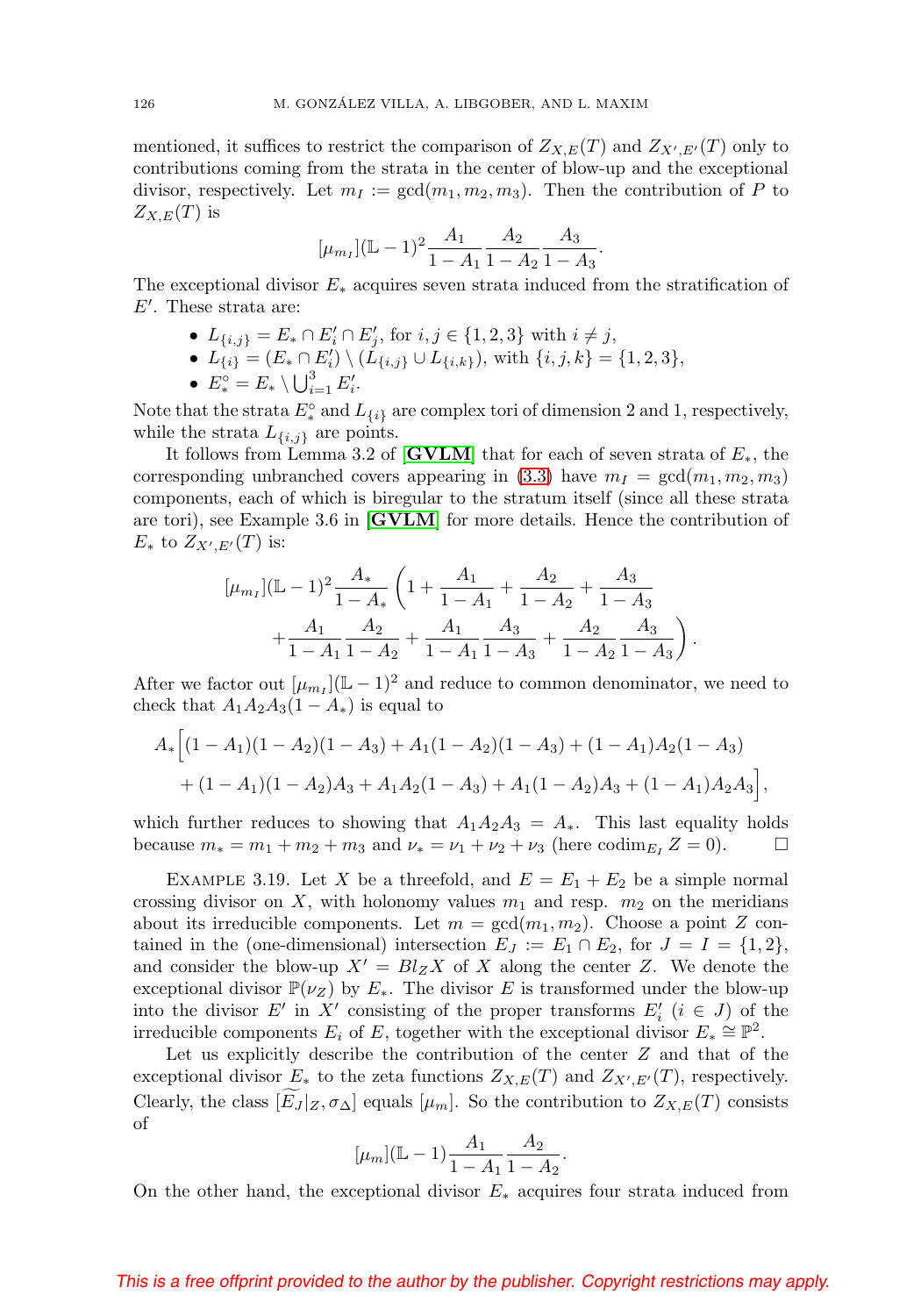mentioned, it suffices to restrict the comparison of $Z_{X,E}(T)$ and $Z_{X',E'}(T)$ only to contributions coming from the strata in the center of blow-up and the exceptional divisor, respectively. Let $m_I := \gcd(m_1, m_2, m_3)$. Then the contribution of $P$ to $Z_{X,E}(T)$ is

$$[\mu_{m_I}](\mathbb{L}-1)^2 \frac{A_1}{1-A_1}\frac{A_2}{1-A_2}\frac{A_3}{1-A_3}.$$

The exceptional divisor $E_*$ acquires seven strata induced from the stratification of $E'$. These strata are:

- $L_{\{i,j\}} = E_* \cap E'_i \cap E'_j$, for $i, j \in \{1,2,3\}$ with $i \neq j$,
- $L_{\{i\}} = (E_* \cap E'_i) \setminus (L_{\{i,j\}} \cup L_{\{i,k\}})$, with $\{i,j,k\} = \{1,2,3\}$,
- $E^\circ_* = E_* \setminus \bigcup_{i=1}^3 E'_i$.

Note that the strata $E^\circ_*$ and $L_{\{i\}}$ are complex tori of dimension 2 and 1, respectively, while the strata $L_{\{i,j\}}$ are points.

It follows from Lemma 3.2 of [**GVLM**] that for each of seven strata of $E_*$, the corresponding unbranched covers appearing in (3.3) have $m_I = \gcd(m_1, m_2, m_3)$ components, each of which is biregular to the stratum itself (since all these strata are tori), see Example 3.6 in [**GVLM**] for more details. Hence the contribution of $E_*$ to $Z_{X',E'}(T)$ is:

$$[\mu_{m_I}](\mathbb{L}-1)^2 \frac{A_*}{1-A_*}\left(1 + \frac{A_1}{1-A_1} + \frac{A_2}{1-A_2} + \frac{A_3}{1-A_3} + \frac{A_1}{1-A_1}\frac{A_2}{1-A_2} + \frac{A_1}{1-A_1}\frac{A_3}{1-A_3} + \frac{A_2}{1-A_2}\frac{A_3}{1-A_3}\right).$$

After we factor out $[\mu_{m_I}](\mathbb{L}-1)^2$ and reduce to common denominator, we need to check that $A_1A_2A_3(1-A_*)$ is equal to

$$A_*\Big[(1-A_1)(1-A_2)(1-A_3) + A_1(1-A_2)(1-A_3) + (1-A_1)A_2(1-A_3) + (1-A_1)(1-A_2)A_3 + A_1A_2(1-A_3) + A_1(1-A_2)A_3 + (1-A_1)A_2A_3\Big],$$

which further reduces to showing that $A_1A_2A_3 = A_*$. This last equality holds because $m_* = m_1 + m_2 + m_3$ and $\nu_* = \nu_1 + \nu_2 + \nu_3$ (here $\mathrm{codim}_{E_I} Z = 0$). $\square$

Example 3.19. Let $X$ be a threefold, and $E = E_1 + E_2$ be a simple normal crossing divisor on $X$, with holonomy values $m_1$ and resp. $m_2$ on the meridians about its irreducible components. Let $m = \gcd(m_1, m_2)$. Choose a point $Z$ contained in the (one-dimensional) intersection $E_J := E_1 \cap E_2$, for $J = I = \{1,2\}$, and consider the blow-up $X' = Bl_Z X$ of $X$ along the center $Z$. We denote the exceptional divisor $\mathbb{P}(\nu_Z)$ by $E_*$. The divisor $E$ is transformed under the blow-up into the divisor $E'$ in $X'$ consisting of the proper transforms $E'_i$ $(i \in J)$ of the irreducible components $E_i$ of $E$, together with the exceptional divisor $E_* \cong \mathbb{P}^2$.

Let us explicitly describe the contribution of the center $Z$ and that of the exceptional divisor $E_*$ to the zeta functions $Z_{X,E}(T)$ and $Z_{X',E'}(T)$, respectively. Clearly, the class $[\widetilde{E_J}|_Z, \sigma_\Delta]$ equals $[\mu_m]$. So the contribution to $Z_{X,E}(T)$ consists of

$$[\mu_m](\mathbb{L}-1)\frac{A_1}{1-A_1}\frac{A_2}{1-A_2}.$$

On the other hand, the exceptional divisor $E_*$ acquires four strata induced from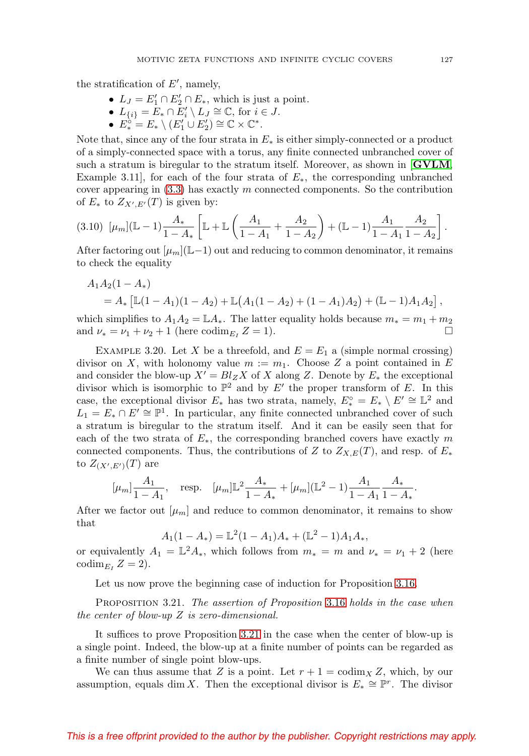the stratification of $E'$, namely,

- $L_J = E'_1 \cap E'_2 \cap E_*$, which is just a point.
- $L_{\{i\}} = E_* \cap E'_i \setminus L_J \cong \mathbb{C}$, for $i \in J$.
- $E_*^\circ = E_* \setminus (E'_1 \cup E'_2) \cong \mathbb{C} \times \mathbb{C}^*$.

Note that, since any of the four strata in $E_*$ is either simply-connected or a product of a simply-connected space with a torus, any finite connected unbranched cover of such a stratum is biregular to the stratum itself. Moreover, as shown in [**GVLM**, Example 3.11], for each of the four strata of $E_*$, the corresponding unbranched cover appearing in (3.3) has exactly $m$ connected components. So the contribution of $E_*$ to $Z_{X',E'}(T)$ is given by:

$$(3.10)\quad [\mu_m](\mathbb{L}-1)\frac{A_*}{1-A_*}\left[\mathbb{L} + \mathbb{L}\left(\frac{A_1}{1-A_1} + \frac{A_2}{1-A_2}\right) + (\mathbb{L}-1)\frac{A_1}{1-A_1}\frac{A_2}{1-A_2}\right].$$

After factoring out $[\mu_m](\mathbb{L}-1)$ out and reducing to common denominator, it remains to check the equality

$$\begin{aligned} &A_1A_2(1-A_*)\\ &\quad = A_*\left[\mathbb{L}(1-A_1)(1-A_2) + \mathbb{L}\big(A_1(1-A_2) + (1-A_1)A_2\big) + (\mathbb{L}-1)A_1A_2\right], \end{aligned}$$

which simplifies to $A_1A_2 = \mathbb{L}A_*$. The latter equality holds because $m_* = m_1 + m_2$ and $\nu_* = \nu_1 + \nu_2 + 1$ (here $\operatorname{codim}_{E_I} Z = 1$). $\square$

Example 3.20. Let $X$ be a threefold, and $E = E_1$ a (simple normal crossing) divisor on $X$, with holonomy value $m := m_1$. Choose $Z$ a point contained in $E$ and consider the blow-up $X' = Bl_Z X$ of $X$ along $Z$. Denote by $E_*$ the exceptional divisor which is isomorphic to $\mathbb{P}^2$ and by $E'$ the proper transform of $E$. In this case, the exceptional divisor $E_*$ has two strata, namely, $E_*^\circ = E_* \setminus E' \cong \mathbb{L}^2$ and $L_1 = E_* \cap E' \cong \mathbb{P}^1$. In particular, any finite connected unbranched cover of such a stratum is biregular to the stratum itself. And it can be easily seen that for each of the two strata of $E_*$, the corresponding branched covers have exactly $m$ connected components. Thus, the contributions of $Z$ to $Z_{X,E}(T)$, and resp. of $E_*$ to $Z_{(X',E')}(T)$ are

$$[\mu_m]\frac{A_1}{1-A_1}, \quad \text{resp.} \quad [\mu_m]\mathbb{L}^2\frac{A_*}{1-A_*} + [\mu_m](\mathbb{L}^2-1)\frac{A_1}{1-A_1}\frac{A_*}{1-A_*}.$$

After we factor out $[\mu_m]$ and reduce to common denominator, it remains to show that

$$A_1(1-A_*) = \mathbb{L}^2(1-A_1)A_* + (\mathbb{L}^2-1)A_1A_*,$$

or equivalently $A_1 = \mathbb{L}^2 A_*$, which follows from $m_* = m$ and $\nu_* = \nu_1 + 2$ (here $\operatorname{codim}_{E_I} Z = 2$).

Let us now prove the beginning case of induction for Proposition 3.16.

Proposition 3.21. *The assertion of Proposition 3.16 holds in the case when the center of blow-up $Z$ is zero-dimensional.*

It suffices to prove Proposition 3.21 in the case when the center of blow-up is a single point. Indeed, the blow-up at a finite number of points can be regarded as a finite number of single point blow-ups.

We can thus assume that $Z$ is a point. Let $r + 1 = \operatorname{codim}_X Z$, which, by our assumption, equals $\dim X$. Then the exceptional divisor is $E_* \cong \mathbb{P}^r$. The divisor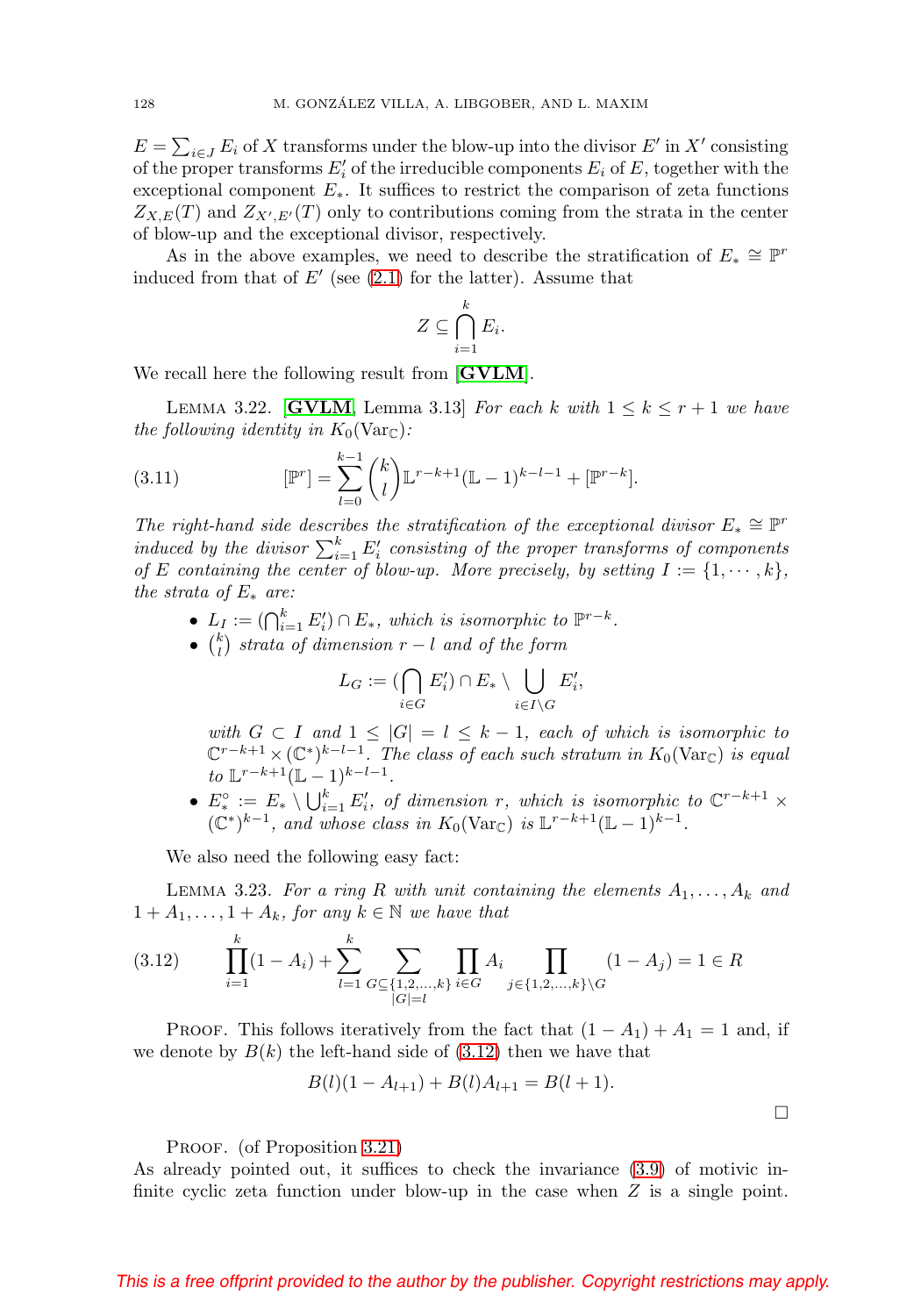$E = \sum_{i\in J} E_i$ of $X$ transforms under the blow-up into the divisor $E'$ in $X'$ consisting of the proper transforms $E'_i$ of the irreducible components $E_i$ of $E$, together with the exceptional component $E_*$. It suffices to restrict the comparison of zeta functions $Z_{X,E}(T)$ and $Z_{X',E'}(T)$ only to contributions coming from the strata in the center of blow-up and the exceptional divisor, respectively.

As in the above examples, we need to describe the stratification of $E_* \cong \mathbb{P}^r$ induced from that of $E'$ (see (2.1) for the latter). Assume that

$$Z \subseteq \bigcap_{i=1}^{k} E_i.$$

We recall here the following result from [**GVLM**].

Lemma 3.22. [**GVLM**, Lemma 3.13] *For each $k$ with $1 \leq k \leq r+1$ we have the following identity in $K_0(\mathrm{Var}_{\mathbb{C}})$:*

$$[\mathbb{P}^r] = \sum_{l=0}^{k-1} \binom{k}{l} \mathbb{L}^{r-k+1}(\mathbb{L}-1)^{k-l-1} + [\mathbb{P}^{r-k}]. \tag{3.11}$$

*The right-hand side describes the stratification of the exceptional divisor $E_* \cong \mathbb{P}^r$ induced by the divisor $\sum_{i=1}^{k} E'_i$ consisting of the proper transforms of components of $E$ containing the center of blow-up. More precisely, by setting $I := \{1, \cdots, k\}$, the strata of $E_*$ are:*

- *$L_I := (\bigcap_{i=1}^{k} E'_i) \cap E_*$, which is isomorphic to $\mathbb{P}^{r-k}$.*
- *$\binom{k}{l}$ strata of dimension $r-l$ and of the form*

$$L_G := (\bigcap_{i\in G} E'_i) \cap E_* \setminus \bigcup_{i \in I\setminus G} E'_i,$$

  *with $G \subset I$ and $1 \leq |G| = l \leq k-1$, each of which is isomorphic to $\mathbb{C}^{r-k+1} \times (\mathbb{C}^*)^{k-l-1}$. The class of each such stratum in $K_0(\mathrm{Var}_{\mathbb{C}})$ is equal to $\mathbb{L}^{r-k+1}(\mathbb{L}-1)^{k-l-1}$.*
- *$E_*^\circ := E_* \setminus \bigcup_{i=1}^{k} E'_i$, of dimension $r$, which is isomorphic to $\mathbb{C}^{r-k+1} \times (\mathbb{C}^*)^{k-1}$, and whose class in $K_0(\mathrm{Var}_{\mathbb{C}})$ is $\mathbb{L}^{r-k+1}(\mathbb{L}-1)^{k-1}$.*

We also need the following easy fact:

Lemma 3.23. *For a ring $R$ with unit containing the elements $A_1, \dots, A_k$ and $1+A_1, \dots, 1+A_k$, for any $k \in \mathbb{N}$ we have that*

$$\prod_{i=1}^{k}(1-A_i) + \sum_{l=1}^{k} \sum_{\substack{G\subseteq\{1,2,\dots,k\} \\ |G|=l}} \prod_{i\in G} A_i \prod_{j\in\{1,2,\dots,k\}\setminus G} (1-A_j) = 1 \in R \tag{3.12}$$

Proof. This follows iteratively from the fact that $(1-A_1)+A_1 = 1$ and, if we denote by $B(k)$ the left-hand side of (3.12) then we have that

$$B(l)(1-A_{l+1}) + B(l)A_{l+1} = B(l+1).$$

$\square$

Proof. (of Proposition 3.21)
As already pointed out, it suffices to check the invariance (3.9) of motivic infinite cyclic zeta function under blow-up in the case when $Z$ is a single point.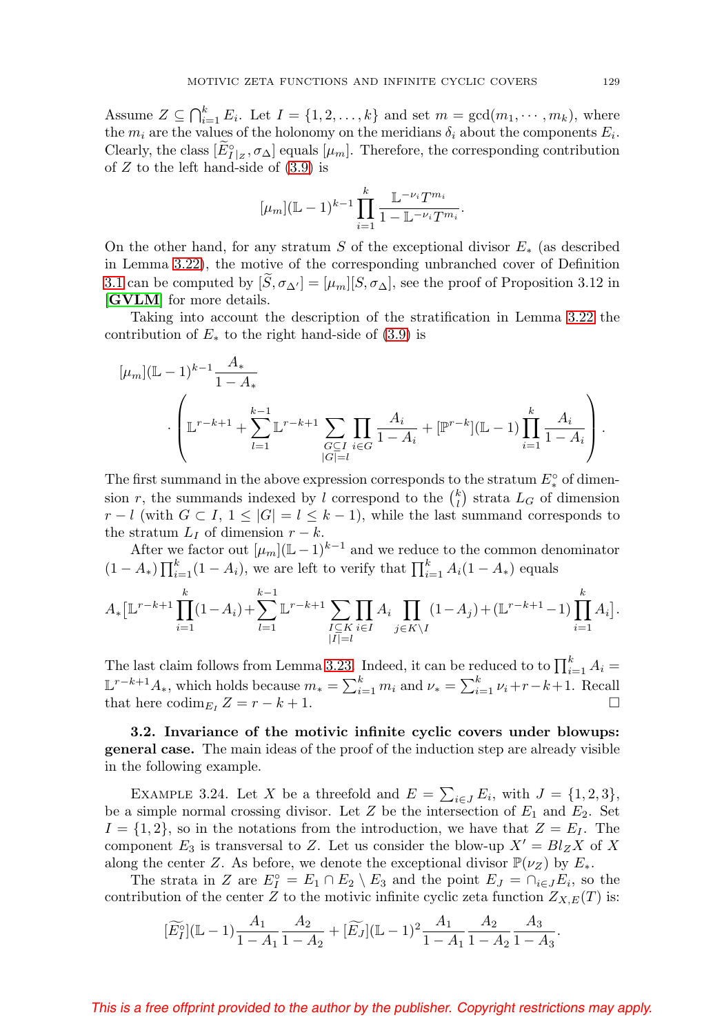Assume $Z \subseteq \bigcap_{i=1}^k E_i$. Let $I = \{1, 2, \dots, k\}$ and set $m = \gcd(m_1, \cdots, m_k)$, where the $m_i$ are the values of the holonomy on the meridians $\delta_i$ about the components $E_i$. Clearly, the class $[\widetilde{E}^\circ_{I|Z}, \sigma_\Delta]$ equals $[\mu_m]$. Therefore, the corresponding contribution of $Z$ to the left hand-side of (3.9) is

$$[\mu_m](\mathbb{L}-1)^{k-1}\prod_{i=1}^k \frac{\mathbb{L}^{-\nu_i}T^{m_i}}{1-\mathbb{L}^{-\nu_i}T^{m_i}}.$$

On the other hand, for any stratum $S$ of the exceptional divisor $E_*$ (as described in Lemma 3.22), the motive of the corresponding unbranched cover of Definition 3.1 can be computed by $[\widetilde{S}, \sigma_{\Delta'}] = [\mu_m][S, \sigma_\Delta]$, see the proof of Proposition 3.12 in **[GVLM]** for more details.

Taking into account the description of the stratification in Lemma 3.22 the contribution of $E_*$ to the right hand-side of (3.9) is

$$[\mu_m](\mathbb{L}-1)^{k-1}\frac{A_*}{1-A_*} \cdot \left( \mathbb{L}^{r-k+1} + \sum_{l=1}^{k-1} \mathbb{L}^{r-k+1} \sum_{\substack{G \subseteq I \\ |G|=l}} \prod_{i \in G} \frac{A_i}{1-A_i} + [\mathbb{P}^{r-k}](\mathbb{L}-1)\prod_{i=1}^k \frac{A_i}{1-A_i} \right).$$

The first summand in the above expression corresponds to the stratum $E^\circ_*$ of dimension $r$, the summands indexed by $l$ correspond to the $\binom{k}{l}$ strata $L_G$ of dimension $r-l$ (with $G \subset I$, $1 \leq |G| = l \leq k-1$), while the last summand corresponds to the stratum $L_I$ of dimension $r-k$.

After we factor out $[\mu_m](\mathbb{L}-1)^{k-1}$ and we reduce to the common denominator $(1-A_*)\prod_{i=1}^k (1-A_i)$, we are left to verify that $\prod_{i=1}^k A_i(1-A_*)$ equals

$$A_*\Big[\mathbb{L}^{r-k+1}\prod_{i=1}^k (1-A_i) + \sum_{l=1}^{k-1}\mathbb{L}^{r-k+1}\sum_{\substack{I \subseteq K \\ |I|=l}}\prod_{i\in I} A_i \prod_{j \in K\setminus I}(1-A_j) + (\mathbb{L}^{r-k+1}-1)\prod_{i=1}^k A_i\Big].$$

The last claim follows from Lemma 3.23. Indeed, it can be reduced to to $\prod_{i=1}^k A_i = \mathbb{L}^{r-k+1}A_*$, which holds because $m_* = \sum_{i=1}^k m_i$ and $\nu_* = \sum_{i=1}^k \nu_i + r - k + 1$. Recall that here $\operatorname{codim}_{E_I} Z = r - k + 1$. □

**3.2. Invariance of the motivic infinite cyclic covers under blowups: general case.** The main ideas of the proof of the induction step are already visible in the following example.

Example 3.24. Let $X$ be a threefold and $E = \sum_{i \in J} E_i$, with $J = \{1, 2, 3\}$, be a simple normal crossing divisor. Let $Z$ be the intersection of $E_1$ and $E_2$. Set $I = \{1, 2\}$, so in the notations from the introduction, we have that $Z = E_I$. The component $E_3$ is transversal to $Z$. Let us consider the blow-up $X' = Bl_Z X$ of $X$ along the center $Z$. As before, we denote the exceptional divisor $\mathbb{P}(\nu_Z)$ by $E_*$.

The strata in $Z$ are $E^\circ_I = E_1 \cap E_2 \setminus E_3$ and the point $E_J = \cap_{i \in J} E_i$, so the contribution of the center $Z$ to the motivic infinite cyclic zeta function $Z_{X,E}(T)$ is:

$$[\widetilde{E^\circ_I}](\mathbb{L}-1)\frac{A_1}{1-A_1}\frac{A_2}{1-A_2} + [\widetilde{E_J}](\mathbb{L}-1)^2\frac{A_1}{1-A_1}\frac{A_2}{1-A_2}\frac{A_3}{1-A_3}.$$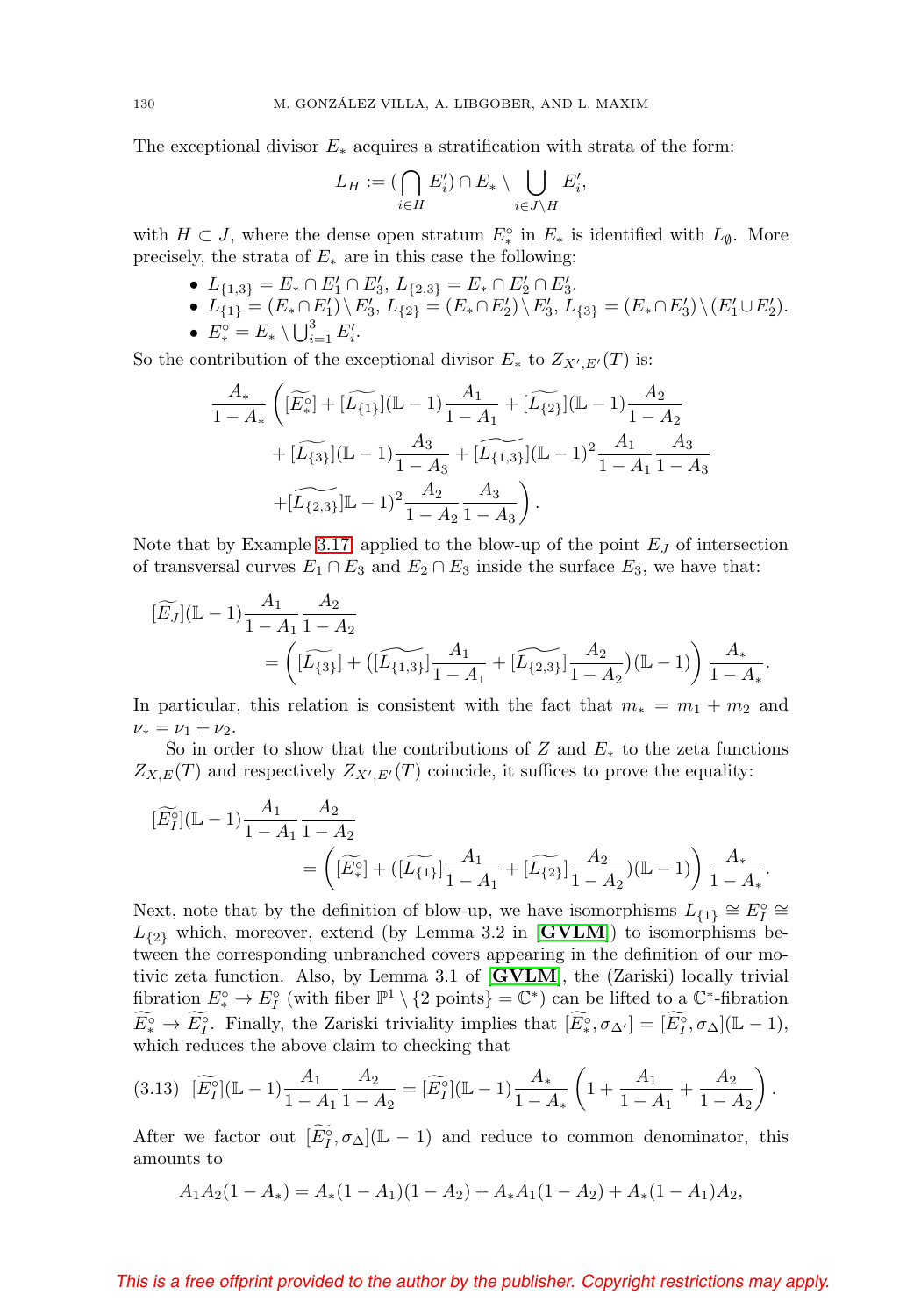The exceptional divisor $E_*$ acquires a stratification with strata of the form:

$$L_H := (\bigcap_{i \in H} E'_i) \cap E_* \setminus \bigcup_{i \in J \setminus H} E'_i,$$

with $H \subset J$, where the dense open stratum $E^\circ_*$ in $E_*$ is identified with $L_\emptyset$. More precisely, the strata of $E_*$ are in this case the following:

- $L_{\{1,3\}} = E_* \cap E'_1 \cap E'_3$, $L_{\{2,3\}} = E_* \cap E'_2 \cap E'_3$.
- $L_{\{1\}} = (E_* \cap E'_1) \setminus E'_3$, $L_{\{2\}} = (E_* \cap E'_2) \setminus E'_3$, $L_{\{3\}} = (E_* \cap E'_3) \setminus (E'_1 \cup E'_2)$.
- $E^\circ_* = E_* \setminus \bigcup_{i=1}^3 E'_i$.

So the contribution of the exceptional divisor $E_*$ to $Z_{X',E'}(T)$ is:

$$\frac{A_*}{1-A_*}\Bigg( [\widetilde{E^\circ_*}] + [\widetilde{L_{\{1\}}}](\mathbb{L}-1)\frac{A_1}{1-A_1} + [\widetilde{L_{\{2\}}}](\mathbb{L}-1)\frac{A_2}{1-A_2} + [\widetilde{L_{\{3\}}}](\mathbb{L}-1)\frac{A_3}{1-A_3} + [\widetilde{L_{\{1,3\}}}](\mathbb{L}-1)^2\frac{A_1}{1-A_1}\frac{A_3}{1-A_3} + [\widetilde{L_{\{2,3\}}}]\mathbb{L}-1)^2\frac{A_2}{1-A_2}\frac{A_3}{1-A_3}\Bigg).$$

Note that by Example 3.17 applied to the blow-up of the point $E_J$ of intersection of transversal curves $E_1 \cap E_3$ and $E_2 \cap E_3$ inside the surface $E_3$, we have that:

$$[\widetilde{E_J}](\mathbb{L}-1)\frac{A_1}{1-A_1}\frac{A_2}{1-A_2} = \left( [\widetilde{L_{\{3\}}}] + \big([\widetilde{L_{\{1,3\}}}]\frac{A_1}{1-A_1} + [\widetilde{L_{\{2,3\}}}]\frac{A_2}{1-A_2}\big)(\mathbb{L}-1)\right)\frac{A_*}{1-A_*}.$$

In particular, this relation is consistent with the fact that $m_* = m_1 + m_2$ and $\nu_* = \nu_1 + \nu_2$.

So in order to show that the contributions of $Z$ and $E_*$ to the zeta functions $Z_{X,E}(T)$ and respectively $Z_{X',E'}(T)$ coincide, it suffices to prove the equality:

$$[\widetilde{E^\circ_I}](\mathbb{L}-1)\frac{A_1}{1-A_1}\frac{A_2}{1-A_2} = \left( [\widetilde{E^\circ_*}] + ([\widetilde{L_{\{1\}}}]\frac{A_1}{1-A_1} + [\widetilde{L_{\{2\}}}]\frac{A_2}{1-A_2})(\mathbb{L}-1)\right)\frac{A_*}{1-A_*}.$$

Next, note that by the definition of blow-up, we have isomorphisms $L_{\{1\}} \cong E^\circ_I \cong L_{\{2\}}$ which, moreover, extend (by Lemma 3.2 in [**GVLM**]) to isomorphisms between the corresponding unbranched covers appearing in the definition of our motivic zeta function. Also, by Lemma 3.1 of [**GVLM**], the (Zariski) locally trivial fibration $E^\circ_* \to E^\circ_I$ (with fiber $\mathbb{P}^1 \setminus \{2 \text{ points}\} = \mathbb{C}^*$) can be lifted to a $\mathbb{C}^*$-fibration $\widetilde{E^\circ_*} \to \widetilde{E^\circ_I}$. Finally, the Zariski triviality implies that $[\widetilde{E^\circ_*}, \sigma_{\Delta'}] = [\widetilde{E^\circ_I}, \sigma_\Delta](\mathbb{L}-1)$, which reduces the above claim to checking that

$$[\widetilde{E^\circ_I}](\mathbb{L}-1)\frac{A_1}{1-A_1}\frac{A_2}{1-A_2} = [\widetilde{E^\circ_I}](\mathbb{L}-1)\frac{A_*}{1-A_*}\left(1 + \frac{A_1}{1-A_1} + \frac{A_2}{1-A_2}\right). \tag{3.13}$$

After we factor out $[\widetilde{E^\circ_I}, \sigma_\Delta](\mathbb{L}-1)$ and reduce to common denominator, this amounts to

$$A_1A_2(1-A_*) = A_*(1-A_1)(1-A_2) + A_*A_1(1-A_2) + A_*(1-A_1)A_2,$$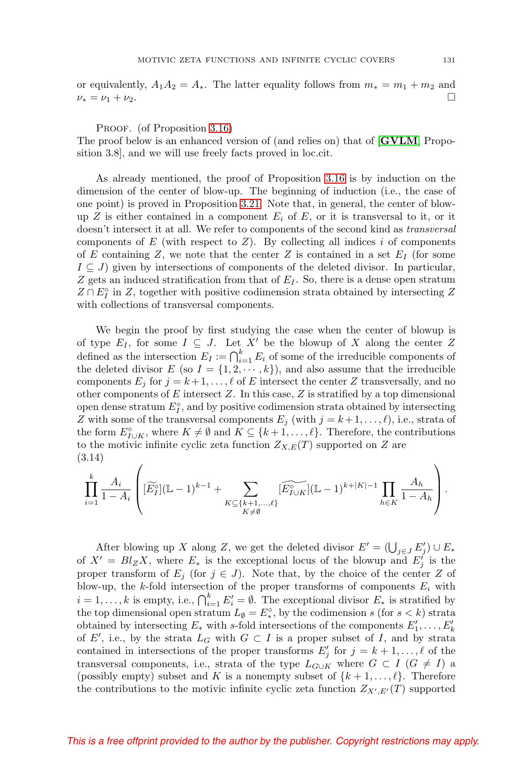or equivalently, $A_1 A_2 = A_*$. The latter equality follows from $m_* = m_1 + m_2$ and $\nu_* = \nu_1 + \nu_2$. $\square$

PROOF. (of Proposition 3.16)
The proof below is an enhanced version of (and relies on) that of [**GVLM**, Proposition 3.8], and we will use freely facts proved in loc.cit.

As already mentioned, the proof of Proposition 3.16 is by induction on the dimension of the center of blow-up. The beginning of induction (i.e., the case of one point) is proved in Proposition 3.21. Note that, in general, the center of blow-up $Z$ is either contained in a component $E_i$ of $E$, or it is transversal to it, or it doesn't intersect it at all. We refer to components of the second kind as *transversal* components of $E$ (with respect to $Z$). By collecting all indices $i$ of components of $E$ containing $Z$, we note that the center $Z$ is contained in a set $E_I$ (for some $I \subseteq J$) given by intersections of components of the deleted divisor. In particular, $Z$ gets an induced stratification from that of $E_I$. So, there is a dense open stratum $Z \cap E_I^\circ$ in $Z$, together with positive codimension strata obtained by intersecting $Z$ with collections of transversal components.

We begin the proof by first studying the case when the center of blowup is of type $E_I$, for some $I \subseteq J$. Let $X'$ be the blowup of $X$ along the center $Z$ defined as the intersection $E_I := \bigcap_{i=1}^k E_i$ of some of the irreducible components of the deleted divisor $E$ (so $I = \{1, 2, \cdots, k\}$), and also assume that the irreducible components $E_j$ for $j = k+1, \ldots, \ell$ of $E$ intersect the center $Z$ transversally, and no other components of $E$ intersect $Z$. In this case, $Z$ is stratified by a top dimensional open dense stratum $E_I^\circ$, and by positive codimension strata obtained by intersecting $Z$ with some of the transversal components $E_j$ (with $j = k+1, \ldots, \ell$), i.e., strata of the form $E_{I\cup K}^\circ$, where $K \neq \emptyset$ and $K \subseteq \{k+1, \ldots, \ell\}$. Therefore, the contributions to the motivic infinite cyclic zeta function $Z_{X,E}(T)$ supported on $Z$ are

(3.14)
$$\prod_{i=1}^{k} \frac{A_i}{1 - A_i} \left( [\widetilde{E_I^\circ}](\mathbb{L}-1)^{k-1} + \sum_{\substack{K \subseteq \{k+1, \ldots, \ell\} \\ K \neq \emptyset}} [\widetilde{E_{I\cup K}^\circ}](\mathbb{L}-1)^{k+|K|-1} \prod_{h \in K} \frac{A_h}{1 - A_h} \right).$$

After blowing up $X$ along $Z$, we get the deleted divisor $E' = (\bigcup_{j\in J} E'_j) \cup E_*$ of $X' = Bl_Z X$, where $E_*$ is the exceptional locus of the blowup and $E'_j$ is the proper transform of $E_j$ (for $j \in J$). Note that, by the choice of the center $Z$ of blow-up, the $k$-fold intersection of the proper transforms of components $E_i$ with $i = 1, \ldots, k$ is empty, i.e., $\bigcap_{i=1}^k E'_i = \emptyset$. The exceptional divisor $E_*$ is stratified by the top dimensional open stratum $L_\emptyset = E_*^\circ$, by the codimension $s$ (for $s < k$) strata obtained by intersecting $E_*$ with $s$-fold intersections of the components $E'_1, \ldots, E'_k$ of $E'$, i.e., by the strata $L_G$ with $G \subset I$ is a proper subset of $I$, and by strata contained in intersections of the proper transforms $E'_j$ for $j = k+1, \ldots, \ell$ of the transversal components, i.e., strata of the type $L_{G\cup K}$ where $G \subset I$ ($G \neq I$) a (possibly empty) subset and $K$ is a nonempty subset of $\{k+1, \ldots, \ell\}$. Therefore the contributions to the motivic infinite cyclic zeta function $Z_{X',E'}(T)$ supported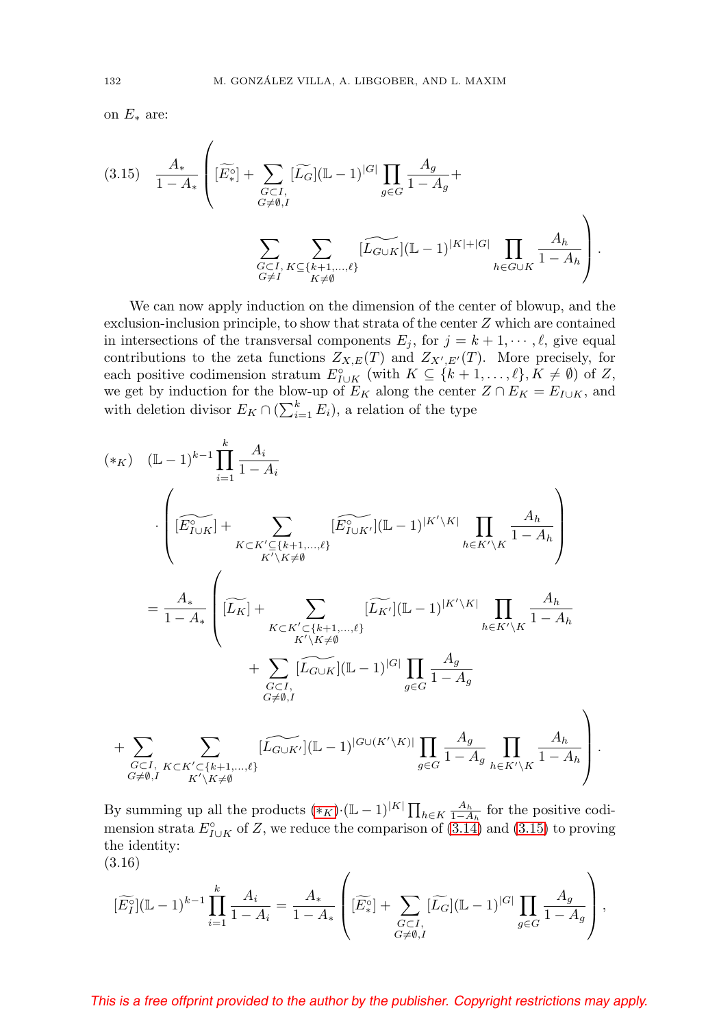on $E_*$ are:

$$
(3.15)\quad \frac{A_*}{1-A_*}\left([\widetilde{E_*^\circ}] + \sum_{\substack{G\subset I,\\ G\neq\emptyset,I}} [\widetilde{L_G}](\mathbb{L}-1)^{|G|}\prod_{g\in G}\frac{A_g}{1-A_g} + \sum_{\substack{G\subset I,\\ G\neq I}}\ \sum_{\substack{K\subseteq\{k+1,\dots,\ell\}\\ K\neq\emptyset}} [\widetilde{L_{G\cup K}}](\mathbb{L}-1)^{|K|+|G|}\prod_{h\in G\cup K}\frac{A_h}{1-A_h}\right).
$$

We can now apply induction on the dimension of the center of blowup, and the exclusion-inclusion principle, to show that strata of the center $Z$ which are contained in intersections of the transversal components $E_j$, for $j=k+1,\cdots,\ell$, give equal contributions to the zeta functions $Z_{X,E}(T)$ and $Z_{X',E'}(T)$. More precisely, for each positive codimension stratum $E^\circ_{I\cup K}$ (with $K\subseteq\{k+1,\dots,\ell\}, K\neq\emptyset$) of $Z$, we get by induction for the blow-up of $E_K$ along the center $Z\cap E_K = E_{I\cup K}$, and with deletion divisor $E_K\cap(\sum_{i=1}^k E_i)$, a relation of the type

$$
\begin{aligned}
(*_K)\quad & (\mathbb{L}-1)^{k-1}\prod_{i=1}^{k}\frac{A_i}{1-A_i} \\
&\cdot\left([\widetilde{E^\circ_{I\cup K}}] + \sum_{\substack{K\subset K'\subseteq\{k+1,\dots,\ell\}\\ K'\setminus K\neq\emptyset}} [\widetilde{E^\circ_{I\cup K'}}](\mathbb{L}-1)^{|K'\setminus K|}\prod_{h\in K'\setminus K}\frac{A_h}{1-A_h}\right) \\
&= \frac{A_*}{1-A_*}\left([\widetilde{L_K}] + \sum_{\substack{K\subset K'\subset\{k+1,\dots,\ell\}\\ K'\setminus K\neq\emptyset}} [\widetilde{L_{K'}}](\mathbb{L}-1)^{|K'\setminus K|}\prod_{h\in K'\setminus K}\frac{A_h}{1-A_h}\right. \\
&\qquad + \sum_{\substack{G\subset I,\\ G\neq\emptyset,I}} [\widetilde{L_{G\cup K}}](\mathbb{L}-1)^{|G|}\prod_{g\in G}\frac{A_g}{1-A_g} \\
&\left.+ \sum_{\substack{G\subset I,\\ G\neq\emptyset,I}}\ \sum_{\substack{K\subset K'\subset\{k+1,\dots,\ell\}\\ K'\setminus K\neq\emptyset}} [\widetilde{L_{G\cup K'}}](\mathbb{L}-1)^{|G\cup(K'\setminus K)|}\prod_{g\in G}\frac{A_g}{1-A_g}\prod_{h\in K'\setminus K}\frac{A_h}{1-A_h}\right).
\end{aligned}
$$

By summing up all the products $(*_K)\cdot(\mathbb{L}-1)^{|K|}\prod_{h\in K}\frac{A_h}{1-A_h}$ for the positive codimension strata $E^\circ_{I\cup K}$ of $Z$, we reduce the comparison of (3.14) and (3.15) to proving the identity:
(3.16)

$$
[\widetilde{E_I^\circ}](\mathbb{L}-1)^{k-1}\prod_{i=1}^{k}\frac{A_i}{1-A_i} = \frac{A_*}{1-A_*}\left([\widetilde{E_*^\circ}] + \sum_{\substack{G\subset I,\\ G\neq\emptyset,I}} [\widetilde{L_G}](\mathbb{L}-1)^{|G|}\prod_{g\in G}\frac{A_g}{1-A_g}\right),
$$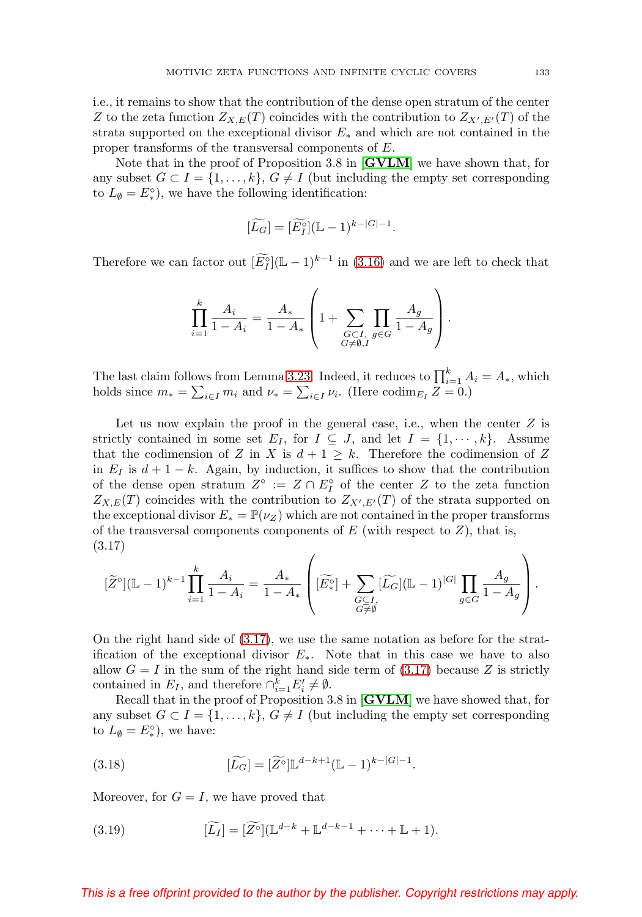i.e., it remains to show that the contribution of the dense open stratum of the center $Z$ to the zeta function $Z_{X,E}(T)$ coincides with the contribution to $Z_{X',E'}(T)$ of the strata supported on the exceptional divisor $E_*$ and which are not contained in the proper transforms of the transversal components of $E$.

Note that in the proof of Proposition 3.8 in [**GVLM**] we have shown that, for any subset $G \subset I = \{1, \ldots, k\}$, $G \neq I$ (but including the empty set corresponding to $L_\emptyset = E_*^\circ$), we have the following identification:

$$[\widetilde{L_G}] = [\widetilde{E_I^\circ}](\mathbb{L} - 1)^{k-|G|-1}.$$

Therefore we can factor out $[\widetilde{E_I^\circ}](\mathbb{L} - 1)^{k-1}$ in (3.16) and we are left to check that

$$\prod_{i=1}^{k} \frac{A_i}{1 - A_i} = \frac{A_*}{1 - A_*} \left( 1 + \sum_{\substack{G \subset I, \\ G \neq \emptyset, I}} \prod_{g \in G} \frac{A_g}{1 - A_g} \right).$$

The last claim follows from Lemma 3.23. Indeed, it reduces to $\prod_{i=1}^{k} A_i = A_*$, which holds since $m_* = \sum_{i \in I} m_i$ and $\nu_* = \sum_{i \in I} \nu_i$. (Here $\operatorname{codim}_{E_I} Z = 0$.)

Let us now explain the proof in the general case, i.e., when the center $Z$ is strictly contained in some set $E_I$, for $I \subseteq J$, and let $I = \{1, \cdots, k\}$. Assume that the codimension of $Z$ in $X$ is $d + 1 \geq k$. Therefore the codimension of $Z$ in $E_I$ is $d + 1 - k$. Again, by induction, it suffices to show that the contribution of the dense open stratum $Z^\circ := Z \cap E_I^\circ$ of the center $Z$ to the zeta function $Z_{X,E}(T)$ coincides with the contribution to $Z_{X',E'}(T)$ of the strata supported on the exceptional divisor $E_* = \mathbb{P}(\nu_Z)$ which are not contained in the proper transforms of the transversal components components of $E$ (with respect to $Z$), that is, (3.17)

$$[\widetilde{Z}^\circ](\mathbb{L} - 1)^{k-1} \prod_{i=1}^{k} \frac{A_i}{1 - A_i} = \frac{A_*}{1 - A_*} \left( [\widetilde{E_*^\circ}] + \sum_{\substack{G \subseteq I, \\ G \neq \emptyset}} [\widetilde{L_G}](\mathbb{L} - 1)^{|G|} \prod_{g \in G} \frac{A_g}{1 - A_g} \right).$$

On the right hand side of (3.17), we use the same notation as before for the stratification of the exceptional divisor $E_*$. Note that in this case we have to also allow $G = I$ in the sum of the right hand side term of (3.17) because $Z$ is strictly contained in $E_I$, and therefore $\cap_{i=1}^{k} E'_i \neq \emptyset$.

Recall that in the proof of Proposition 3.8 in [**GVLM**] we have showed that, for any subset $G \subset I = \{1, \ldots, k\}$, $G \neq I$ (but including the empty set corresponding to $L_\emptyset = E_*^\circ$), we have:

$$[\widetilde{L_G}] = [\widetilde{Z^\circ}]\mathbb{L}^{d-k+1}(\mathbb{L} - 1)^{k-|G|-1}. \tag{3.18}$$

Moreover, for $G = I$, we have proved that

$$[\widetilde{L_I}] = [\widetilde{Z^\circ}](\mathbb{L}^{d-k} + \mathbb{L}^{d-k-1} + \cdots + \mathbb{L} + 1). \tag{3.19}$$

This is a free offprint provided to the author by the publisher. Copyright restrictions may apply.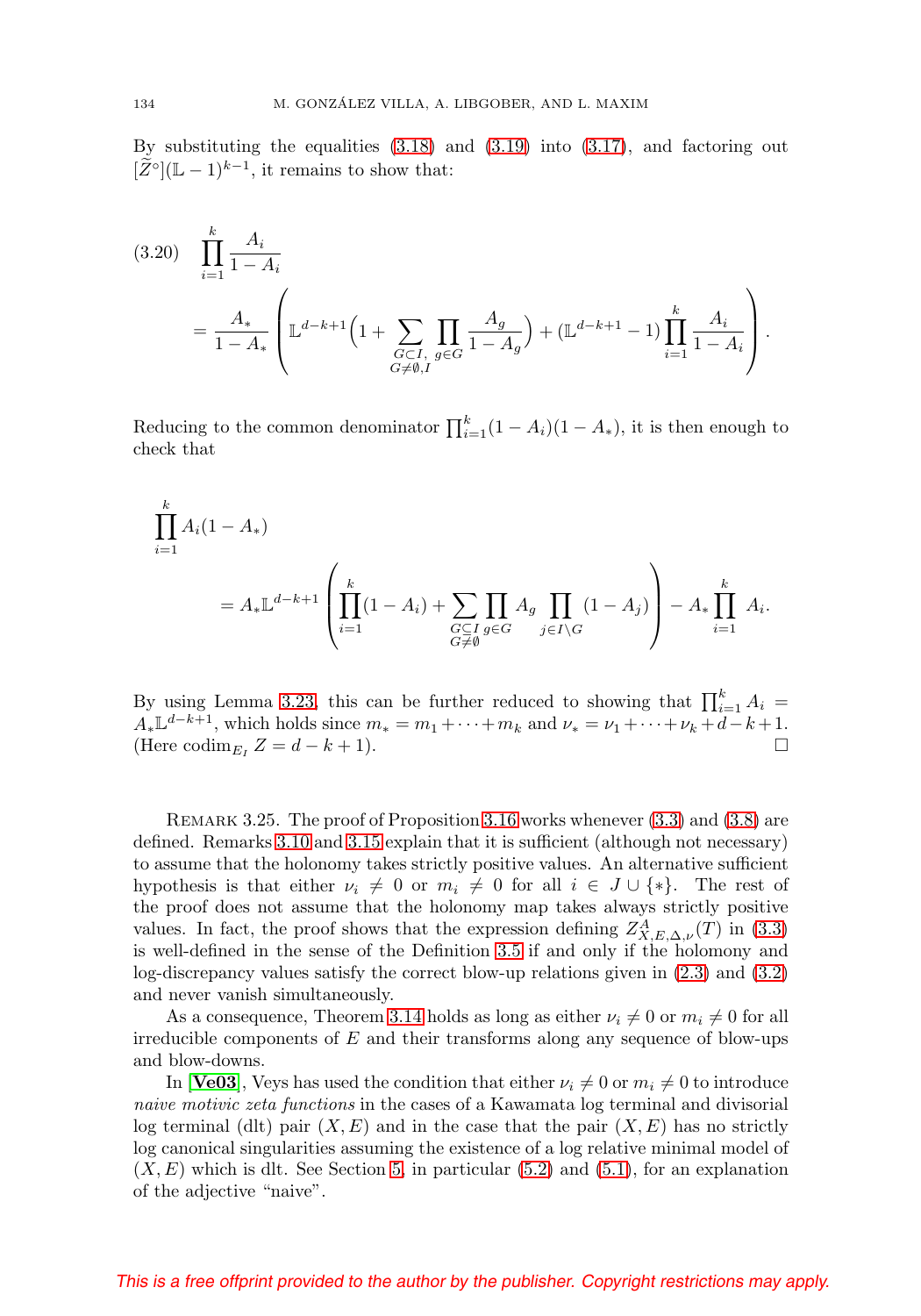By substituting the equalities (3.18) and (3.19) into (3.17), and factoring out $[\widetilde{Z}^\circ](\mathbb{L}-1)^{k-1}$, it remains to show that:

$$
\tag{3.20}
\prod_{i=1}^{k} \frac{A_i}{1-A_i} = \frac{A_*}{1-A_*}\left(\mathbb{L}^{d-k+1}\Big(1+\sum_{\substack{G\subset I,\\ G\neq\emptyset, I}}\prod_{g\in G}\frac{A_g}{1-A_g}\Big)+(\mathbb{L}^{d-k+1}-1)\prod_{i=1}^{k}\frac{A_i}{1-A_i}\right).
$$

Reducing to the common denominator $\prod_{i=1}^{k}(1-A_i)(1-A_*)$, it is then enough to check that

$$
\prod_{i=1}^{k} A_i(1-A_*) = A_*\mathbb{L}^{d-k+1}\left(\prod_{i=1}^{k}(1-A_i)+\sum_{\substack{G\subseteq I\\ G\neq\emptyset}}\prod_{g\in G}A_g\prod_{j\in I\setminus G}(1-A_j)\right)-A_*\prod_{i=1}^{k}A_i.
$$

By using Lemma 3.23, this can be further reduced to showing that $\prod_{i=1}^{k}A_i = A_*\mathbb{L}^{d-k+1}$, which holds since $m_* = m_1+\cdots+m_k$ and $\nu_* = \nu_1+\cdots+\nu_k+d-k+1$. (Here $\operatorname{codim}_{E_I} Z = d-k+1$). ◻

Remark 3.25. The proof of Proposition 3.16 works whenever (3.3) and (3.8) are defined. Remarks 3.10 and 3.15 explain that it is sufficient (although not necessary) to assume that the holonomy takes strictly positive values. An alternative sufficient hypothesis is that either $\nu_i \neq 0$ or $m_i \neq 0$ for all $i \in J\cup\{*\}$. The rest of the proof does not assume that the holonomy map takes always strictly positive values. In fact, the proof shows that the expression defining $Z^A_{X,E,\Delta,\nu}(T)$ in (3.3) is well-defined in the sense of the Definition 3.5 if and only if the holonomy and log-discrepancy values satisfy the correct blow-up relations given in (2.3) and (3.2) and never vanish simultaneously.

As a consequence, Theorem 3.14 holds as long as either $\nu_i \neq 0$ or $m_i \neq 0$ for all irreducible components of $E$ and their transforms along any sequence of blow-ups and blow-downs.

In [**Ve03**], Veys has used the condition that either $\nu_i \neq 0$ or $m_i \neq 0$ to introduce *naive motivic zeta functions* in the cases of a Kawamata log terminal and divisorial log terminal (dlt) pair $(X,E)$ and in the case that the pair $(X,E)$ has no strictly log canonical singularities assuming the existence of a log relative minimal model of $(X,E)$ which is dlt. See Section 5, in particular (5.2) and (5.1), for an explanation of the adjective "naive".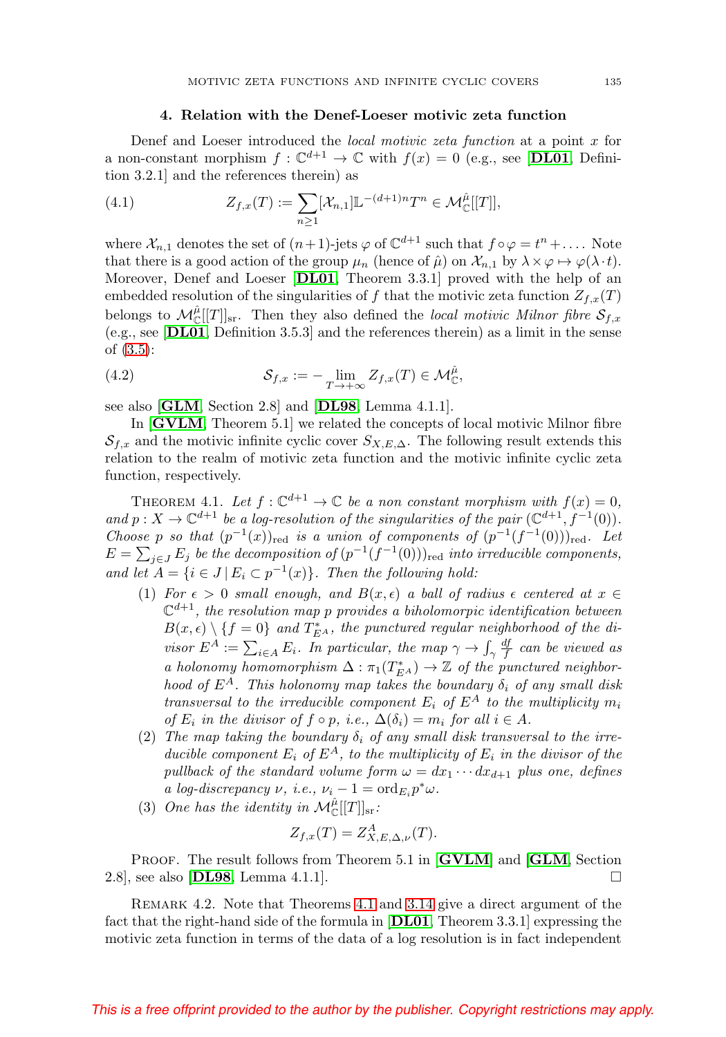## 4. Relation with the Denef-Loeser motivic zeta function

Denef and Loeser introduced the *local motivic zeta function* at a point $x$ for a non-constant morphism $f : \mathbb{C}^{d+1} \to \mathbb{C}$ with $f(x) = 0$ (e.g., see **[DL01**, Definition 3.2.1] and the references therein) as

$$Z_{f,x}(T) := \sum_{n\geq 1} [\mathcal{X}_{n,1}] \mathbb{L}^{-(d+1)n} T^n \in \mathcal{M}_{\mathbb{C}}^{\hat{\mu}}[[T]], \tag{4.1}$$

where $\mathcal{X}_{n,1}$ denotes the set of $(n+1)$-jets $\varphi$ of $\mathbb{C}^{d+1}$ such that $f \circ \varphi = t^n + \ldots$. Note that there is a good action of the group $\mu_n$ (hence of $\hat{\mu}$) on $\mathcal{X}_{n,1}$ by $\lambda \times \varphi \mapsto \varphi(\lambda \cdot t)$. Moreover, Denef and Loeser **[DL01**, Theorem 3.3.1] proved with the help of an embedded resolution of the singularities of $f$ that the motivic zeta function $Z_{f,x}(T)$ belongs to $\mathcal{M}_{\mathbb{C}}^{\hat{\mu}}[[T]]_{\mathrm{sr}}$. Then they also defined the *local motivic Milnor fibre* $\mathcal{S}_{f,x}$ (e.g., see **[DL01**, Definition 3.5.3] and the references therein) as a limit in the sense of (3.5):

$$\mathcal{S}_{f,x} := -\lim_{T\to+\infty} Z_{f,x}(T) \in \mathcal{M}_{\mathbb{C}}^{\hat{\mu}}, \tag{4.2}$$

see also **[GLM**, Section 2.8] and **[DL98**, Lemma 4.1.1].

In **[GVLM**, Theorem 5.1] we related the concepts of local motivic Milnor fibre $\mathcal{S}_{f,x}$ and the motivic infinite cyclic cover $S_{X,E,\Delta}$. The following result extends this relation to the realm of motivic zeta function and the motivic infinite cyclic zeta function, respectively.

Theorem 4.1. *Let $f : \mathbb{C}^{d+1} \to \mathbb{C}$ be a non constant morphism with $f(x) = 0$, and $p : X \to \mathbb{C}^{d+1}$ be a log-resolution of the singularities of the pair $(\mathbb{C}^{d+1}, f^{-1}(0))$. Choose $p$ so that $(p^{-1}(x))_{\mathrm{red}}$ is a union of components of $(p^{-1}(f^{-1}(0)))_{\mathrm{red}}$. Let $E = \sum_{j\in J} E_j$ be the decomposition of $(p^{-1}(f^{-1}(0)))_{\mathrm{red}}$ into irreducible components, and let $A = \{i \in J \mid E_i \subset p^{-1}(x)\}$. Then the following hold:*

1. *For $\epsilon > 0$ small enough, and $B(x, \epsilon)$ a ball of radius $\epsilon$ centered at $x \in \mathbb{C}^{d+1}$, the resolution map $p$ provides a biholomorpic identification between $B(x, \epsilon) \setminus \{f = 0\}$ and $T^*_{E^A}$, the punctured regular neighborhood of the divisor $E^A := \sum_{i\in A} E_i$. In particular, the map $\gamma \to \int_\gamma \frac{df}{f}$ can be viewed as a holonomy homomorphism $\Delta : \pi_1(T^*_{E^A}) \to \mathbb{Z}$ of the punctured neighborhood of $E^A$. This holonomy map takes the boundary $\delta_i$ of any small disk transversal to the irreducible component $E_i$ of $E^A$ to the multiplicity $m_i$ of $E_i$ in the divisor of $f \circ p$, i.e., $\Delta(\delta_i) = m_i$ for all $i \in A$.*
2. *The map taking the boundary $\delta_i$ of any small disk transversal to the irreducible component $E_i$ of $E^A$, to the multiplicity of $E_i$ in the divisor of the pullback of the standard volume form $\omega = dx_1 \cdots dx_{d+1}$ plus one, defines a log-discrepancy $\nu$, i.e., $\nu_i - 1 = \mathrm{ord}_{E_i} p^*\omega$.*
3. *One has the identity in $\mathcal{M}_{\mathbb{C}}^{\hat{\mu}}[[T]]_{\mathrm{sr}}$:*
$$Z_{f,x}(T) = Z^A_{X,E,\Delta,\nu}(T).$$

Proof. The result follows from Theorem 5.1 in **[GVLM]** and **[GLM**, Section 2.8], see also **[DL98**, Lemma 4.1.1]. □

Remark 4.2. Note that Theorems 4.1 and 3.14 give a direct argument of the fact that the right-hand side of the formula in **[DL01**, Theorem 3.3.1] expressing the motivic zeta function in terms of the data of a log resolution is in fact independent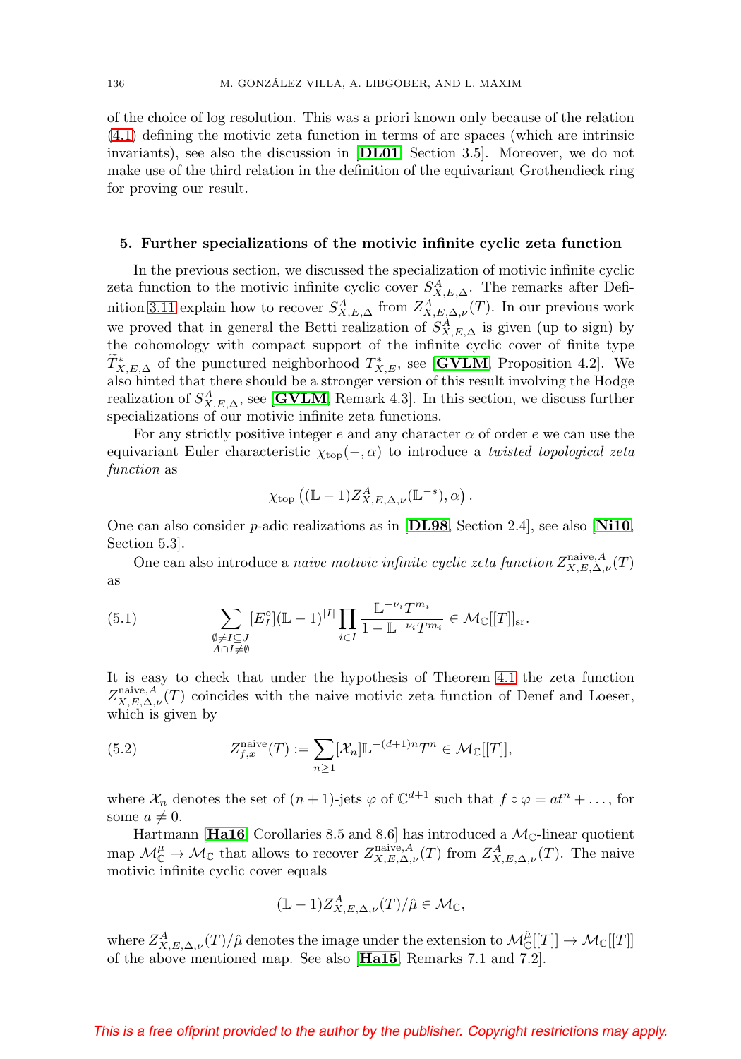of the choice of log resolution. This was a priori known only because of the relation (4.1) defining the motivic zeta function in terms of arc spaces (which are intrinsic invariants), see also the discussion in [**DL01**, Section 3.5]. Moreover, we do not make use of the third relation in the definition of the equivariant Grothendieck ring for proving our result.

## 5. Further specializations of the motivic infinite cyclic zeta function

In the previous section, we discussed the specialization of motivic infinite cyclic zeta function to the motivic infinite cyclic cover $S^A_{X,E,\Delta}$. The remarks after Definition 3.11 explain how to recover $S^A_{X,E,\Delta}$ from $Z^A_{X,E,\Delta,\nu}(T)$. In our previous work we proved that in general the Betti realization of $S^A_{X,E,\Delta}$ is given (up to sign) by the cohomology with compact support of the infinite cyclic cover of finite type $\widetilde{T}^*_{X,E,\Delta}$ of the punctured neighborhood $T^*_{X,E}$, see [**GVLM**, Proposition 4.2]. We also hinted that there should be a stronger version of this result involving the Hodge realization of $S^A_{X,E,\Delta}$, see [**GVLM**, Remark 4.3]. In this section, we discuss further specializations of our motivic infinite zeta functions.

For any strictly positive integer $e$ and any character $\alpha$ of order $e$ we can use the equivariant Euler characteristic $\chi_{\rm top}(-,\alpha)$ to introduce a *twisted topological zeta function* as

$$\chi_{\rm top}\left((\mathbb{L}-1)Z^A_{X,E,\Delta,\nu}(\mathbb{L}^{-s}),\alpha\right).$$

One can also consider $p$-adic realizations as in [**DL98**, Section 2.4], see also [**Ni10**, Section 5.3].

One can also introduce a *naive motivic infinite cyclic zeta function* $Z^{\mathrm{naive},A}_{X,E,\Delta,\nu}(T)$ as

$$\sum_{\substack{\emptyset\neq I\subseteq J\\ A\cap I\neq\emptyset}}[E_I^\circ](\mathbb{L}-1)^{|I|}\prod_{i\in I}\frac{\mathbb{L}^{-\nu_i}T^{m_i}}{1-\mathbb{L}^{-\nu_i}T^{m_i}}\in\mathcal{M}_{\mathbb{C}}[[T]]_{\rm sr}. \tag{5.1}$$

It is easy to check that under the hypothesis of Theorem 4.1 the zeta function $Z^{\mathrm{naive},A}_{X,E,\Delta,\nu}(T)$ coincides with the naive motivic zeta function of Denef and Loeser, which is given by

$$Z^{\mathrm{naive}}_{f,x}(T):=\sum_{n\geq 1}[\mathcal{X}_n]\mathbb{L}^{-(d+1)n}T^n\in\mathcal{M}_{\mathbb{C}}[[T]], \tag{5.2}$$

where $\mathcal{X}_n$ denotes the set of $(n+1)$-jets $\varphi$ of $\mathbb{C}^{d+1}$ such that $f\circ\varphi=at^n+\dots$, for some $a\neq 0$.

Hartmann [**Ha16**, Corollaries 8.5 and 8.6] has introduced a $\mathcal{M}_{\mathbb{C}}$-linear quotient map $\mathcal{M}^{\mu}_{\mathbb{C}}\to\mathcal{M}_{\mathbb{C}}$ that allows to recover $Z^{\mathrm{naive},A}_{X,E,\Delta,\nu}(T)$ from $Z^A_{X,E,\Delta,\nu}(T)$. The naive motivic infinite cyclic cover equals

$$(\mathbb{L}-1)Z^A_{X,E,\Delta,\nu}(T)/\hat{\mu}\in\mathcal{M}_{\mathbb{C}},$$

where $Z^A_{X,E,\Delta,\nu}(T)/\hat{\mu}$ denotes the image under the extension to $\mathcal{M}^{\hat{\mu}}_{\mathbb{C}}[[T]]\to\mathcal{M}_{\mathbb{C}}[[T]]$ of the above mentioned map. See also [**Ha15**, Remarks 7.1 and 7.2].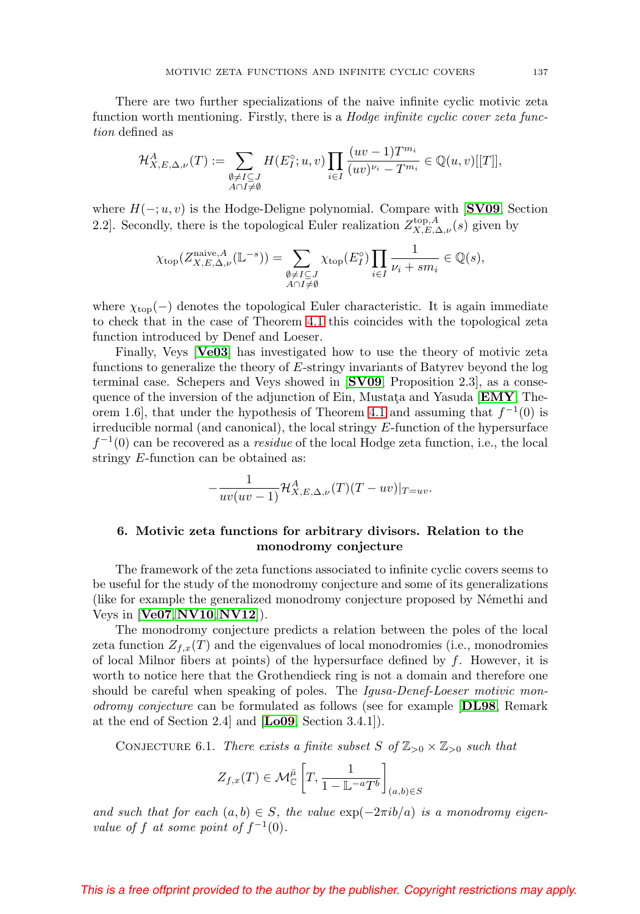There are two further specializations of the naive infinite cyclic motivic zeta function worth mentioning. Firstly, there is a *Hodge infinite cyclic cover zeta function* defined as

$$\mathcal{H}^A_{X,E,\Delta,\nu}(T) := \sum_{\substack{\emptyset \neq I \subseteq J \\ A \cap I \neq \emptyset}} H(E_I^\circ; u, v) \prod_{i \in I} \frac{(uv-1)T^{m_i}}{(uv)^{\nu_i} - T^{m_i}} \in \mathbb{Q}(u,v)[[T]],$$

where $H(-; u, v)$ is the Hodge-Deligne polynomial. Compare with [**SV09**, Section 2.2]. Secondly, there is the topological Euler realization $Z^{\mathrm{top},A}_{X,E,\Delta,\nu}(s)$ given by

$$\chi_{\mathrm{top}}(Z^{\mathrm{naive},A}_{X,E,\Delta,\nu}(\mathbb{L}^{-s})) = \sum_{\substack{\emptyset \neq I \subseteq J \\ A \cap I \neq \emptyset}} \chi_{\mathrm{top}}(E_I^\circ) \prod_{i \in I} \frac{1}{\nu_i + s m_i} \in \mathbb{Q}(s),$$

where $\chi_{\mathrm{top}}(-)$ denotes the topological Euler characteristic. It is again immediate to check that in the case of Theorem 4.1 this coincides with the topological zeta function introduced by Denef and Loeser.

Finally, Veys [**Ve03**] has investigated how to use the theory of motivic zeta functions to generalize the theory of $E$-stringy invariants of Batyrev beyond the log terminal case. Schepers and Veys showed in [**SV09**, Proposition 2.3], as a consequence of the inversion of the adjunction of Ein, Mustaţa and Yasuda [**EMY**, Theorem 1.6], that under the hypothesis of Theorem 4.1 and assuming that $f^{-1}(0)$ is irreducible normal (and canonical), the local stringy $E$-function of the hypersurface $f^{-1}(0)$ can be recovered as a *residue* of the local Hodge zeta function, i.e., the local stringy $E$-function can be obtained as:

$$-\frac{1}{uv(uv-1)} \mathcal{H}^A_{X,E,\Delta,\nu}(T)(T - uv)|_{T=uv}.$$

## 6. Motivic zeta functions for arbitrary divisors. Relation to the monodromy conjecture

The framework of the zeta functions associated to infinite cyclic covers seems to be useful for the study of the monodromy conjecture and some of its generalizations (like for example the generalized monodromy conjecture proposed by Némethi and Veys in [**Ve07**, **NV10**, **NV12**]).

The monodromy conjecture predicts a relation between the poles of the local zeta function $Z_{f,x}(T)$ and the eigenvalues of local monodromies (i.e., monodromies of local Milnor fibers at points) of the hypersurface defined by $f$. However, it is worth to notice here that the Grothendieck ring is not a domain and therefore one should be careful when speaking of poles. The *Igusa-Denef-Loeser motivic monodromy conjecture* can be formulated as follows (see for example [**DL98**, Remark at the end of Section 2.4] and [**Lo09**, Section 3.4.1]).

Conjecture 6.1. *There exists a finite subset $S$ of $\mathbb{Z}_{>0} \times \mathbb{Z}_{>0}$ such that*

$$Z_{f,x}(T) \in \mathcal{M}^{\hat{\mu}}_{\mathbb{C}}\left[T, \frac{1}{1 - \mathbb{L}^{-a}T^b}\right]_{(a,b) \in S}$$

*and such that for each $(a,b) \in S$, the value $\exp(-2\pi i b/a)$ is a monodromy eigenvalue of $f$ at some point of $f^{-1}(0)$.*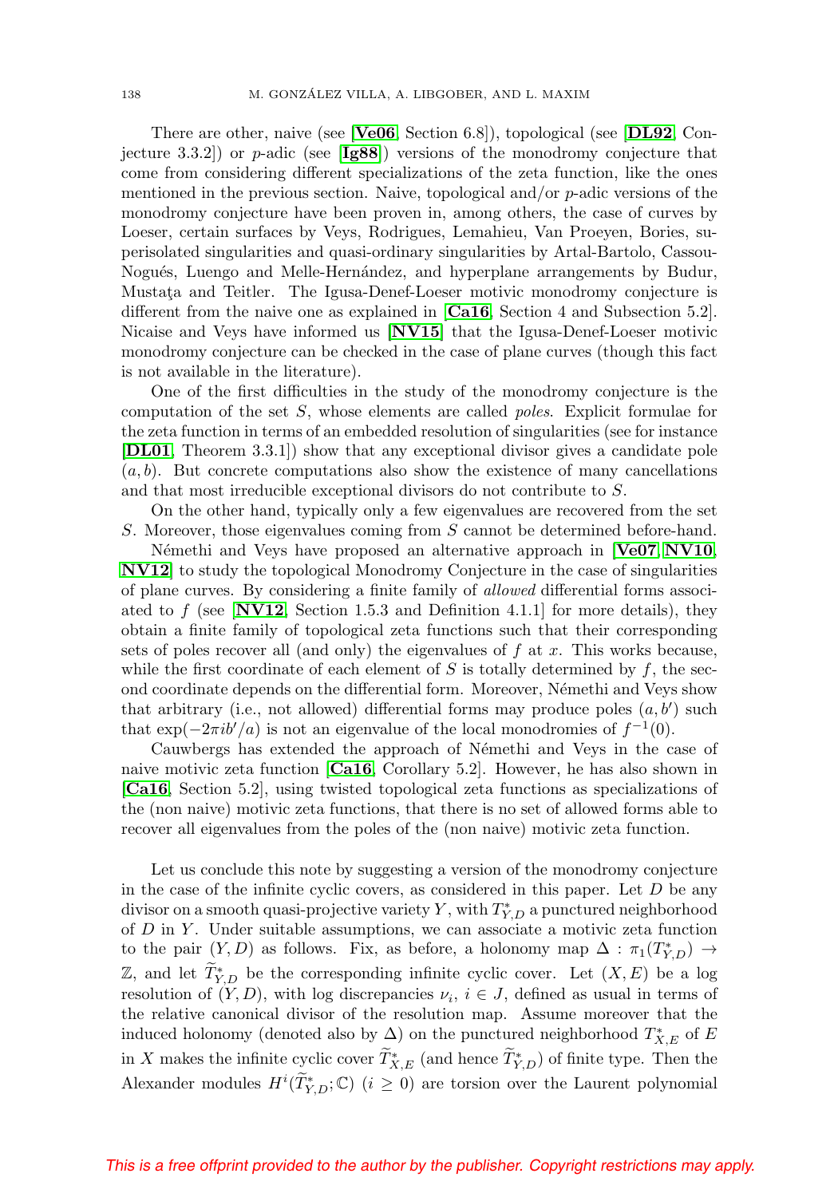There are other, naive (see [**Ve06**, Section 6.8]), topological (see [**DL92**, Conjecture 3.3.2]) or $p$-adic (see [**Ig88**]) versions of the monodromy conjecture that come from considering different specializations of the zeta function, like the ones mentioned in the previous section. Naive, topological and/or $p$-adic versions of the monodromy conjecture have been proven in, among others, the case of curves by Loeser, certain surfaces by Veys, Rodrigues, Lemahieu, Van Proeyen, Bories, superisolated singularities and quasi-ordinary singularities by Artal-Bartolo, Cassou-Nogués, Luengo and Melle-Hernández, and hyperplane arrangements by Budur, Mustaţa and Teitler. The Igusa-Denef-Loeser motivic monodromy conjecture is different from the naive one as explained in [**Ca16**, Section 4 and Subsection 5.2]. Nicaise and Veys have informed us [**NV15**] that the Igusa-Denef-Loeser motivic monodromy conjecture can be checked in the case of plane curves (though this fact is not available in the literature).

One of the first difficulties in the study of the monodromy conjecture is the computation of the set $S$, whose elements are called *poles*. Explicit formulae for the zeta function in terms of an embedded resolution of singularities (see for instance [**DL01**, Theorem 3.3.1]) show that any exceptional divisor gives a candidate pole $(a, b)$. But concrete computations also show the existence of many cancellations and that most irreducible exceptional divisors do not contribute to $S$.

On the other hand, typically only a few eigenvalues are recovered from the set $S$. Moreover, those eigenvalues coming from $S$ cannot be determined before-hand.

Némethi and Veys have proposed an alternative approach in [**Ve07**, **NV10**, **NV12**] to study the topological Monodromy Conjecture in the case of singularities of plane curves. By considering a finite family of *allowed* differential forms associated to $f$ (see [**NV12**, Section 1.5.3 and Definition 4.1.1] for more details), they obtain a finite family of topological zeta functions such that their corresponding sets of poles recover all (and only) the eigenvalues of $f$ at $x$. This works because, while the first coordinate of each element of $S$ is totally determined by $f$, the second coordinate depends on the differential form. Moreover, Némethi and Veys show that arbitrary (i.e., not allowed) differential forms may produce poles $(a, b')$ such that $\exp(-2\pi i b'/a)$ is not an eigenvalue of the local monodromies of $f^{-1}(0)$.

Cauwbergs has extended the approach of Némethi and Veys in the case of naive motivic zeta function [**Ca16**, Corollary 5.2]. However, he has also shown in [**Ca16**, Section 5.2], using twisted topological zeta functions as specializations of the (non naive) motivic zeta functions, that there is no set of allowed forms able to recover all eigenvalues from the poles of the (non naive) motivic zeta function.

Let us conclude this note by suggesting a version of the monodromy conjecture in the case of the infinite cyclic covers, as considered in this paper. Let $D$ be any divisor on a smooth quasi-projective variety $Y$, with $T^*_{Y,D}$ a punctured neighborhood of $D$ in $Y$. Under suitable assumptions, we can associate a motivic zeta function to the pair $(Y, D)$ as follows. Fix, as before, a holonomy map $\Delta : \pi_1(T^*_{Y,D}) \to \mathbb{Z}$, and let $\widetilde{T}^*_{Y,D}$ be the corresponding infinite cyclic cover. Let $(X, E)$ be a log resolution of $(Y, D)$, with log discrepancies $\nu_i$, $i \in J$, defined as usual in terms of the relative canonical divisor of the resolution map. Assume moreover that the induced holonomy (denoted also by $\Delta$) on the punctured neighborhood $T^*_{X,E}$ of $E$ in $X$ makes the infinite cyclic cover $\widetilde{T}^*_{X,E}$ (and hence $\widetilde{T}^*_{Y,D}$) of finite type. Then the Alexander modules $H^i(\widetilde{T}^*_{Y,D}; \mathbb{C})$ $(i \geq 0)$ are torsion over the Laurent polynomial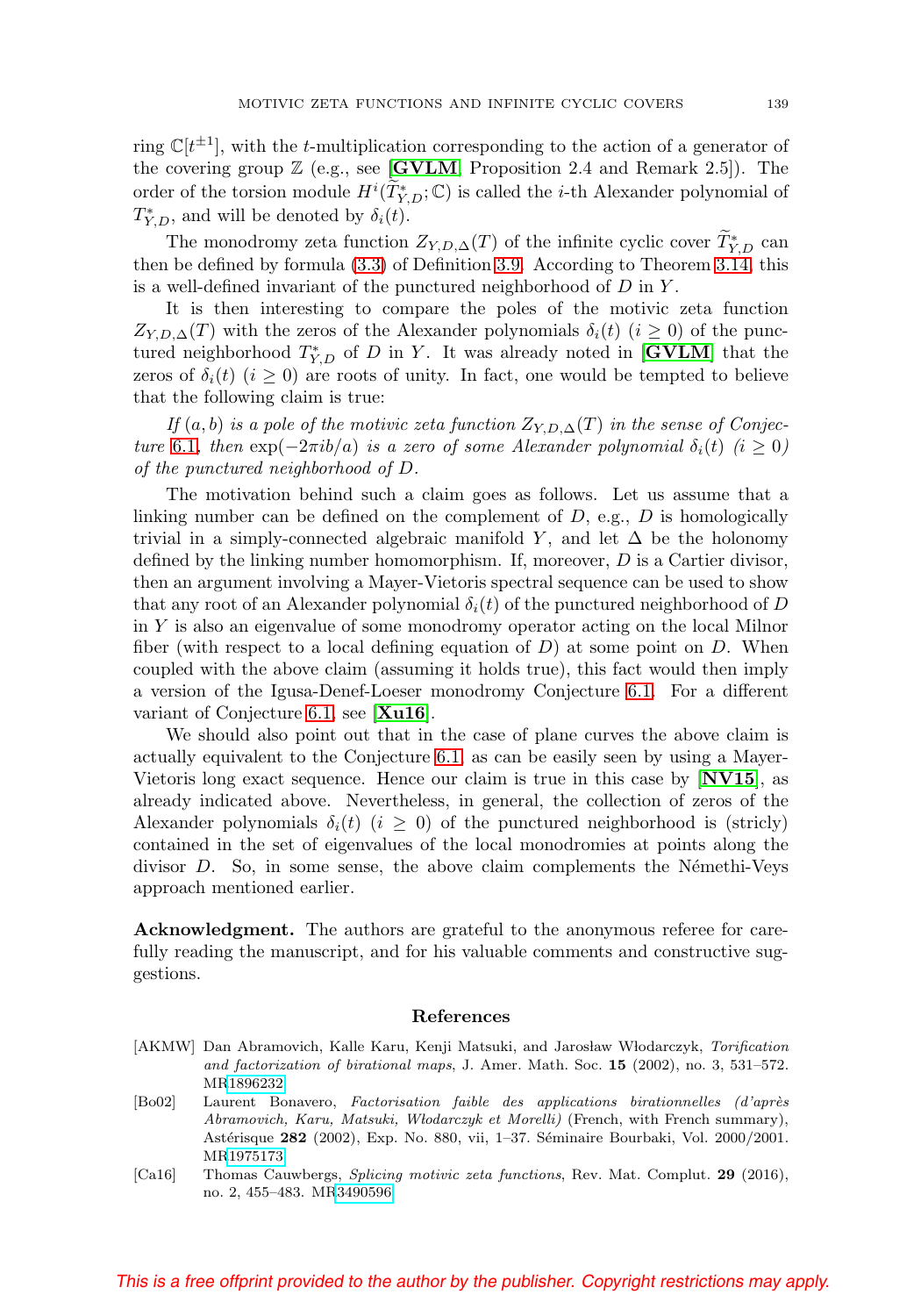ring $\mathbb{C}[t^{\pm 1}]$, with the $t$-multiplication corresponding to the action of a generator of the covering group $\mathbb{Z}$ (e.g., see [**GVLM**, Proposition 2.4 and Remark 2.5]). The order of the torsion module $H^i(\widetilde{T}^*_{Y,D};\mathbb{C})$ is called the $i$-th Alexander polynomial of $T^*_{Y,D}$, and will be denoted by $\delta_i(t)$.

The monodromy zeta function $Z_{Y,D,\Delta}(T)$ of the infinite cyclic cover $\widetilde{T}^*_{Y,D}$ can then be defined by formula (3.3) of Definition 3.9. According to Theorem 3.14, this is a well-defined invariant of the punctured neighborhood of $D$ in $Y$.

It is then interesting to compare the poles of the motivic zeta function $Z_{Y,D,\Delta}(T)$ with the zeros of the Alexander polynomials $\delta_i(t)$ $(i \geq 0)$ of the punctured neighborhood $T^*_{Y,D}$ of $D$ in $Y$. It was already noted in [**GVLM**] that the zeros of $\delta_i(t)$ $(i \geq 0)$ are roots of unity. In fact, one would be tempted to believe that the following claim is true:

*If $(a,b)$ is a pole of the motivic zeta function $Z_{Y,D,\Delta}(T)$ in the sense of Conjecture 6.1, then $\exp(-2\pi i b/a)$ is a zero of some Alexander polynomial $\delta_i(t)$ $(i \geq 0)$ of the punctured neighborhood of $D$.*

The motivation behind such a claim goes as follows. Let us assume that a linking number can be defined on the complement of $D$, e.g., $D$ is homologically trivial in a simply-connected algebraic manifold $Y$, and let $\Delta$ be the holonomy defined by the linking number homomorphism. If, moreover, $D$ is a Cartier divisor, then an argument involving a Mayer-Vietoris spectral sequence can be used to show that any root of an Alexander polynomial $\delta_i(t)$ of the punctured neighborhood of $D$ in $Y$ is also an eigenvalue of some monodromy operator acting on the local Milnor fiber (with respect to a local defining equation of $D$) at some point on $D$. When coupled with the above claim (assuming it holds true), this fact would then imply a version of the Igusa-Denef-Loeser monodromy Conjecture 6.1. For a different variant of Conjecture 6.1, see [**Xu16**].

We should also point out that in the case of plane curves the above claim is actually equivalent to the Conjecture 6.1 as can be easily seen by using a Mayer-Vietoris long exact sequence. Hence our claim is true in this case by [**NV15**], as already indicated above. Nevertheless, in general, the collection of zeros of the Alexander polynomials $\delta_i(t)$ $(i \geq 0)$ of the punctured neighborhood is (stricly) contained in the set of eigenvalues of the local monodromies at points along the divisor $D$. So, in some sense, the above claim complements the Némethi-Veys approach mentioned earlier.

**Acknowledgment.** The authors are grateful to the anonymous referee for carefully reading the manuscript, and for his valuable comments and constructive suggestions.

## References

[AKMW] Dan Abramovich, Kalle Karu, Kenji Matsuki, and Jarosław Włodarczyk, *Torification and factorization of birational maps*, J. Amer. Math. Soc. **15** (2002), no. 3, 531–572. MR1896232

[Bo02] Laurent Bonavero, *Factorisation faible des applications birationnelles (d'après Abramovich, Karu, Matsuki, Włodarczyk et Morelli)* (French, with French summary), Astérisque **282** (2002), Exp. No. 880, vii, 1–37. Séminaire Bourbaki, Vol. 2000/2001. MR1975173

[Ca16] Thomas Cauwbergs, *Splicing motivic zeta functions*, Rev. Mat. Complut. **29** (2016), no. 2, 455–483. MR3490596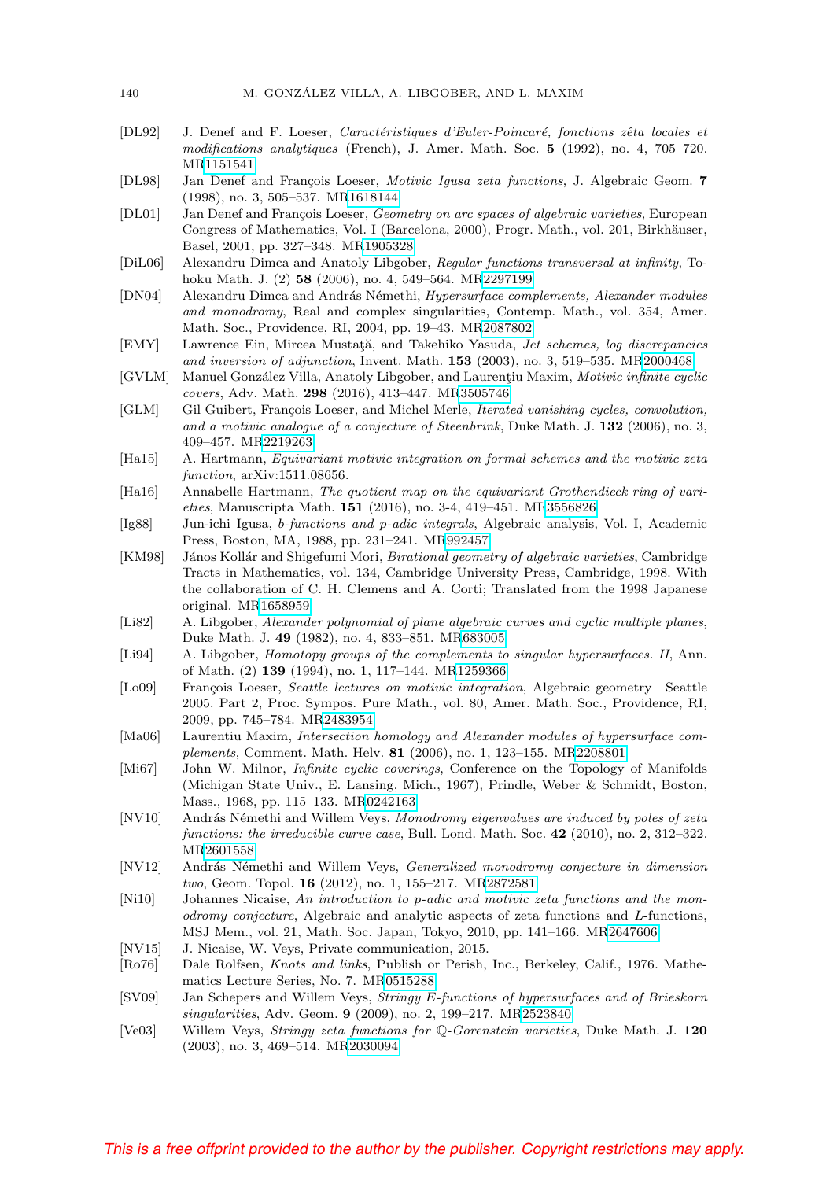[DL92] J. Denef and F. Loeser, *Caractéristiques d'Euler-Poincaré, fonctions zêta locales et modifications analytiques* (French), J. Amer. Math. Soc. **5** (1992), no. 4, 705–720. MR1151541

[DL98] Jan Denef and François Loeser, *Motivic Igusa zeta functions*, J. Algebraic Geom. **7** (1998), no. 3, 505–537. MR1618144

[DL01] Jan Denef and François Loeser, *Geometry on arc spaces of algebraic varieties*, European Congress of Mathematics, Vol. I (Barcelona, 2000), Progr. Math., vol. 201, Birkhäuser, Basel, 2001, pp. 327–348. MR1905328

[DiL06] Alexandru Dimca and Anatoly Libgober, *Regular functions transversal at infinity*, Tohoku Math. J. (2) **58** (2006), no. 4, 549–564. MR2297199

[DN04] Alexandru Dimca and András Némethi, *Hypersurface complements, Alexander modules and monodromy*, Real and complex singularities, Contemp. Math., vol. 354, Amer. Math. Soc., Providence, RI, 2004, pp. 19–43. MR2087802

[EMY] Lawrence Ein, Mircea Mustaţă, and Takehiko Yasuda, *Jet schemes, log discrepancies and inversion of adjunction*, Invent. Math. **153** (2003), no. 3, 519–535. MR2000468

[GVLM] Manuel González Villa, Anatoly Libgober, and Laurenţiu Maxim, *Motivic infinite cyclic covers*, Adv. Math. **298** (2016), 413–447. MR3505746

[GLM] Gil Guibert, François Loeser, and Michel Merle, *Iterated vanishing cycles, convolution, and a motivic analogue of a conjecture of Steenbrink*, Duke Math. J. **132** (2006), no. 3, 409–457. MR2219263

[Ha15] A. Hartmann, *Equivariant motivic integration on formal schemes and the motivic zeta function*, arXiv:1511.08656.

[Ha16] Annabelle Hartmann, *The quotient map on the equivariant Grothendieck ring of varieties*, Manuscripta Math. **151** (2016), no. 3-4, 419–451. MR3556826

[Ig88] Jun-ichi Igusa, *b-functions and p-adic integrals*, Algebraic analysis, Vol. I, Academic Press, Boston, MA, 1988, pp. 231–241. MR992457

[KM98] János Kollár and Shigefumi Mori, *Birational geometry of algebraic varieties*, Cambridge Tracts in Mathematics, vol. 134, Cambridge University Press, Cambridge, 1998. With the collaboration of C. H. Clemens and A. Corti; Translated from the 1998 Japanese original. MR1658959

[Li82] A. Libgober, *Alexander polynomial of plane algebraic curves and cyclic multiple planes*, Duke Math. J. **49** (1982), no. 4, 833–851. MR683005

[Li94] A. Libgober, *Homotopy groups of the complements to singular hypersurfaces. II*, Ann. of Math. (2) **139** (1994), no. 1, 117–144. MR1259366

[Lo09] François Loeser, *Seattle lectures on motivic integration*, Algebraic geometry—Seattle 2005. Part 2, Proc. Sympos. Pure Math., vol. 80, Amer. Math. Soc., Providence, RI, 2009, pp. 745–784. MR2483954

[Ma06] Laurentiu Maxim, *Intersection homology and Alexander modules of hypersurface complements*, Comment. Math. Helv. **81** (2006), no. 1, 123–155. MR2208801

[Mi67] John W. Milnor, *Infinite cyclic coverings*, Conference on the Topology of Manifolds (Michigan State Univ., E. Lansing, Mich., 1967), Prindle, Weber & Schmidt, Boston, Mass., 1968, pp. 115–133. MR0242163

[NV10] András Némethi and Willem Veys, *Monodromy eigenvalues are induced by poles of zeta functions: the irreducible curve case*, Bull. Lond. Math. Soc. **42** (2010), no. 2, 312–322. MR2601558

[NV12] András Némethi and Willem Veys, *Generalized monodromy conjecture in dimension two*, Geom. Topol. **16** (2012), no. 1, 155–217. MR2872581

[Ni10] Johannes Nicaise, *An introduction to p-adic and motivic zeta functions and the monodromy conjecture*, Algebraic and analytic aspects of zeta functions and L-functions, MSJ Mem., vol. 21, Math. Soc. Japan, Tokyo, 2010, pp. 141–166. MR2647606

[NV15] J. Nicaise, W. Veys, Private communication, 2015.

[Ro76] Dale Rolfsen, *Knots and links*, Publish or Perish, Inc., Berkeley, Calif., 1976. Mathematics Lecture Series, No. 7. MR0515288

[SV09] Jan Schepers and Willem Veys, *Stringy E-functions of hypersurfaces and of Brieskorn singularities*, Adv. Geom. **9** (2009), no. 2, 199–217. MR2523840

[Ve03] Willem Veys, *Stringy zeta functions for $\mathbb{Q}$-Gorenstein varieties*, Duke Math. J. **120** (2003), no. 3, 469–514. MR2030094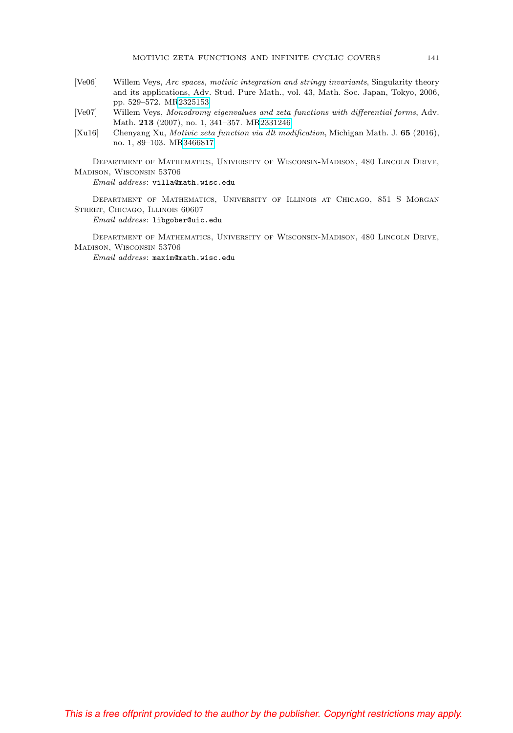[Ve06] Willem Veys, *Arc spaces, motivic integration and stringy invariants*, Singularity theory and its applications, Adv. Stud. Pure Math., vol. 43, Math. Soc. Japan, Tokyo, 2006, pp. 529–572. MR2325153

[Ve07] Willem Veys, *Monodromy eigenvalues and zeta functions with differential forms*, Adv. Math. **213** (2007), no. 1, 341–357. MR2331246

[Xu16] Chenyang Xu, *Motivic zeta function via dlt modification*, Michigan Math. J. **65** (2016), no. 1, 89–103. MR3466817

Department of Mathematics, University of Wisconsin-Madison, 480 Lincoln Drive, Madison, Wisconsin 53706

*Email address*: villa@math.wisc.edu

Department of Mathematics, University of Illinois at Chicago, 851 S Morgan Street, Chicago, Illinois 60607

*Email address*: libgober@uic.edu

Department of Mathematics, University of Wisconsin-Madison, 480 Lincoln Drive, Madison, Wisconsin 53706

*Email address*: maxim@math.wisc.edu

This is a free offprint provided to the author by the publisher. Copyright restrictions may apply.